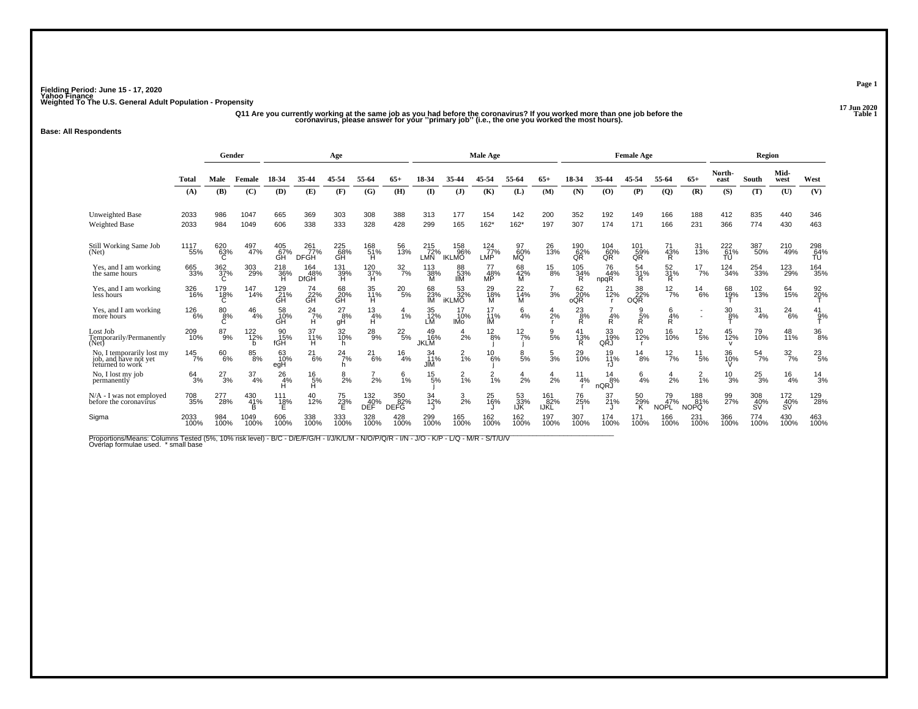Fielding Period: June 15 - 17, 2020
Yahoo Finance
Weighted To The U.S. General Adult Population - Propensity

17 Jun 2020
Table 1

Q11 Are you currently working at the same job as you had before the coronavirus? If you worked more than one job before the coronavirus, please answer for your ''primary job'' (i.e., the one you worked the most hours).

**Base: All Respondents**

| | Total | Gender | | Age | | | | | Male Age | | | | | Female Age | | | | | Region | | | |
|---|---|---|---|---|---|---|---|---|---|---|---|---|---|---|---|---|---|---|---|---|---|---|
| | Total | Male | Female | 18-34 | 35-44 | 45-54 | 55-64 | 65+ | 18-34 | 35-44 | 45-54 | 55-64 | 65+ | 18-34 | 35-44 | 45-54 | 55-64 | 65+ | North-east | South | Mid-west | West |
| | (A) | (B) | (C) | (D) | (E) | (F) | (G) | (H) | (I) | (J) | (K) | (L) | (M) | (N) | (O) | (P) | (Q) | (R) | (S) | (T) | (U) | (V) |
| Unweighted Base | 2033 | 986 | 1047 | 665 | 369 | 303 | 308 | 388 | 313 | 177 | 154 | 142 | 200 | 352 | 192 | 149 | 166 | 188 | 412 | 835 | 440 | 346 |
| Weighted Base | 2033 | 984 | 1049 | 606 | 338 | 333 | 328 | 428 | 299 | 165 | 162* | 162* | 197 | 307 | 174 | 171 | 166 | 231 | 366 | 774 | 430 | 463 |
| Still Working Same Job (Net) | 1117 55% | 620 63% C | 497 47% | 405 67% GH | 261 77% DFGH | 225 68% GH | 168 51% H | 56 13% | 215 72% LMN | 158 96% IKLMO | 124 77% LMP | 97 60% MQ | 26 13% | 190 62% QR | 104 60% QR | 101 59% QR | 71 43% R | 31 13% | 222 61% TU | 387 50% | 210 49% | 298 64% TU |
| Yes, and I am working the same hours | 665 33% | 362 37% C | 303 29% | 218 36% H | 164 48% DfGH | 131 39% H | 120 37% H | 32 7% | 113 38% M | 88 53% IlM | 77 48% MP | 68 42% M | 15 8% | 105 34% R | 76 44% npqR | 54 31% R | 52 31% R | 17 7% | 124 34% | 254 33% | 123 29% | 164 35% |
| Yes, and I am working less hours | 326 16% | 179 18% C | 147 14% | 129 21% GH | 74 22% GH | 68 20% GH | 35 11% H | 20 5% | 68 23% lM | 53 32% iKLMO | 29 18% M | 22 14% M | 7 3% | 62 20% oQR | 21 12% r | 38 22% OQR | 12 7% | 14 6% | 68 19% T | 102 13% | 64 15% | 92 20% T |
| Yes, and I am working more hours | 126 6% | 80 8% C | 46 4% | 58 10% GH | 24 7% H | 27 8% gH | 13 4% H | 4 1% | 35 12% LM | 17 10% lMo | 17 11% lM | 6 4% | 4 2% | 23 8% R | 7 4% R | 9 5% R | 6 4% R | - - | 30 8% T | 31 4% | 24 6% | 41 9% T |
| Lost Job Temporarily/Permanently (Net) | 209 10% | 87 9% | 122 12% b | 90 15% fGH | 37 11% H | 32 10% h | 28 9% | 22 5% | 49 16% JKLM | 4 2% | 12 8% j | 12 7% j | 9 5% | 41 13% R | 33 19% QRJ | 20 12% r | 16 10% | 12 5% | 45 12% v | 79 10% | 48 11% | 36 8% |
| No, I temporarily lost my job, and have not yet returned to work | 145 7% | 60 6% | 85 8% | 63 10% egH | 21 6% | 24 7% h | 21 6% | 16 4% | 34 11% JlM | 2 1% | 10 6% j | 8 5% | 5 3% | 29 10% | 19 11% rJ | 14 8% | 12 7% | 11 5% | 36 10% V | 54 7% | 32 7% | 23 5% |
| No, I lost my job permanently | 64 3% | 27 3% | 37 4% | 26 4% H | 16 5% H | 8 2% | 7 2% | 6 1% | 15 5% j | 2 1% | 2 1% | 4 2% | 4 2% | 11 4% r | 14 8% nQRJ | 6 4% | 4 2% | 2 1% | 10 3% | 25 3% | 16 4% | 14 3% |
| N/A - I was not employed before the coronavirus | 708 35% | 277 28% | 430 41% B | 111 18% E | 40 12% | 75 23% E | 132 40% DEF | 350 82% DEFG | 34 12% J | 3 2% | 25 16% J | 53 33% IJK | 161 82% IJKL | 76 25% I | 37 21% J | 50 29% K | 79 47% NOPL | 188 81% NOPQ | 99 27% | 308 40% SV | 172 40% SV | 129 28% |
| Sigma | 2033 100% | 984 100% | 1049 100% | 606 100% | 338 100% | 333 100% | 328 100% | 428 100% | 299 100% | 165 100% | 162 100% | 162 100% | 197 100% | 307 100% | 174 100% | 171 100% | 166 100% | 231 100% | 366 100% | 774 100% | 430 100% | 463 100% |

Proportions/Means: Columns Tested (5%, 10% risk level) - B/C - D/E/F/G/H - I/J/K/L/M - N/O/P/Q/R - I/N - J/O - K/P - L/Q - M/R - S/T/U/V
Overlap formulae used. * small base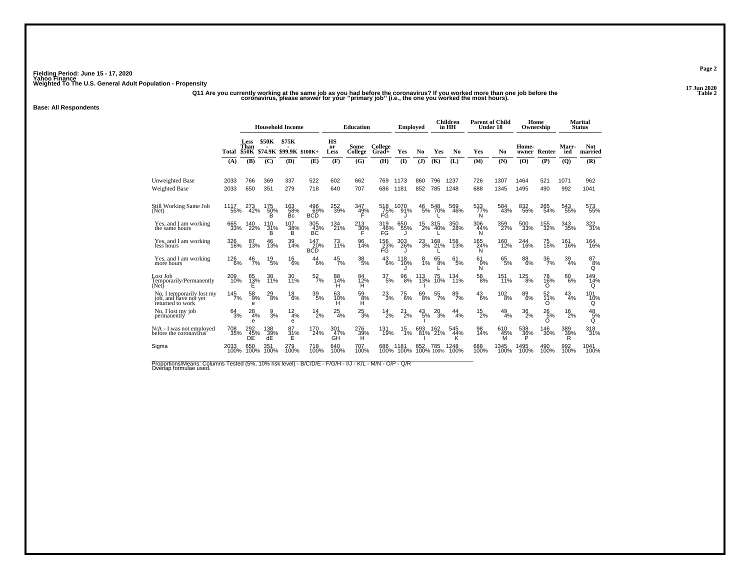Fielding Period: June 15 - 17, 2020
Yahoo Finance
Weighted To The U.S. General Adult Population - Propensity

17 Jun 2020
Table 2

**Q11 Are you currently working at the same job as you had before the coronavirus? If you worked more than one job before the coronavirus, please answer for your "primary job" (i.e., the one you worked the most hours).**

**Base: All Respondents**

| | | Household Income | | | | Education | | | Employed | | Children in HH | | Parent of Child Under 18 | | Home Ownership | | Marital Status | |
|---|---|---|---|---|---|---|---|---|---|---|---|---|---|---|---|---|---|---|
| | Total | Less Than $50K | $50K - $74.9K | $75K - $99.9K | $100K+ | HS or Less | Some College | College Grad+ | Yes | No | Yes | No | Yes | No | Home-owner | Renter | Marr-ied | Not married |
| | (A) | (B) | (C) | (D) | (E) | (F) | (G) | (H) | (I) | (J) | (K) | (L) | (M) | (N) | (O) | (P) | (Q) | (R) |
| Unweighted Base | 2033 | 766 | 369 | 337 | 522 | 602 | 662 | 769 | 1173 | 860 | 796 | 1237 | 726 | 1307 | 1464 | 521 | 1071 | 962 |
| Weighted Base | 2033 | 650 | 351 | 279 | 718 | 640 | 707 | 686 | 1181 | 852 | 785 | 1248 | 688 | 1345 | 1495 | 490 | 992 | 1041 |
| Still Working Same Job (Net) | 1117 55% | 273 42% | 175 50% B | 163 58% Bc | 496 69% BCD | 252 39% | 347 49% F | 518 75% FG | 1070 91% J | 46 5% | 548 70% L | 569 46% | 533 77% N | 584 43% | 832 56% | 265 54% | 543 55% | 573 55% |
| Yes, and I am working the same hours | 665 33% | 140 22% | 110 31% B | 107 38% B | 305 43% BC | 134 21% | 213 30% F | 319 46% FG | 650 55% J | 15 2% | 315 40% L | 350 28% | 306 44% N | 359 27% | 500 33% | 155 32% | 343 35% | 322 31% |
| Yes, and I am working less hours | 326 16% | 87 13% | 46 13% | 39 14% | 147 20% BCD | 73 11% | 96 14% | 156 23% FG | 303 26% J | 23 3% | 168 21% L | 158 13% | 165 24% N | 160 12% | 244 16% | 75 15% | 161 16% | 164 16% |
| Yes, and I am working more hours | 126 6% | 46 7% | 19 5% | 16 6% | 44 6% | 45 7% | 38 5% | 43 6% | 118 10% J | 8 1% | 65 8% L | 61 5% | 61 9% N | 65 5% | 88 6% | 36 7% | 39 4% | 87 8% Q |
| Lost Job Temporarily/Permanently (Net) | 209 10% | 85 13% E | 38 11% | 30 11% | 52 7% | 88 14% H | 84 12% H | 37 5% | 96 8% | 113 13% I | 75 10% | 134 11% | 58 8% | 151 11% | 125 8% | 78 16% O | 60 6% | 149 14% Q |
| No, I temporarily lost my job, and have not yet returned to work | 145 7% | 58 9% e | 29 8% | 18 6% | 39 5% | 63 10% H | 59 8% H | 23 3% | 75 6% | 69 8% | 55 7% | 89 7% | 43 6% | 102 8% | 89 6% | 52 11% O | 43 4% | 101 10% Q |
| No, I lost my job permanently | 64 3% | 28 4% e | 9 3% | 12 4% e | 14 2% | 25 4% | 25 3% | 14 2% | 21 2% | 43 5% I | 20 3% | 44 4% | 15 2% | 49 4% | 36 2% | 26 5% O | 16 2% | 48 5% Q |
| N/A - I was not employed before the coronavirus | 708 35% | 292 45% DE | 138 39% dE | 87 31% E | 170 24% | 301 47% GH | 276 39% H | 131 19% | 15 1% | 693 81% I | 162 21% | 545 44% K | 98 14% | 610 45% M | 538 36% P | 146 30% | 389 39% R | 318 31% |
| Sigma | 2033 100% | 650 100% | 351 100% | 279 100% | 718 100% | 640 100% | 707 100% | 686 100% | 1181 100% | 852 100% | 785 100% | 1248 100% | 688 100% | 1345 100% | 1495 100% | 490 100% | 992 100% | 1041 100% |

Proportions/Means: Columns Tested (5%, 10% risk level) - B/C/D/E - F/G/H - I/J - K/L - M/N - O/P - Q/R
Overlap formulae used.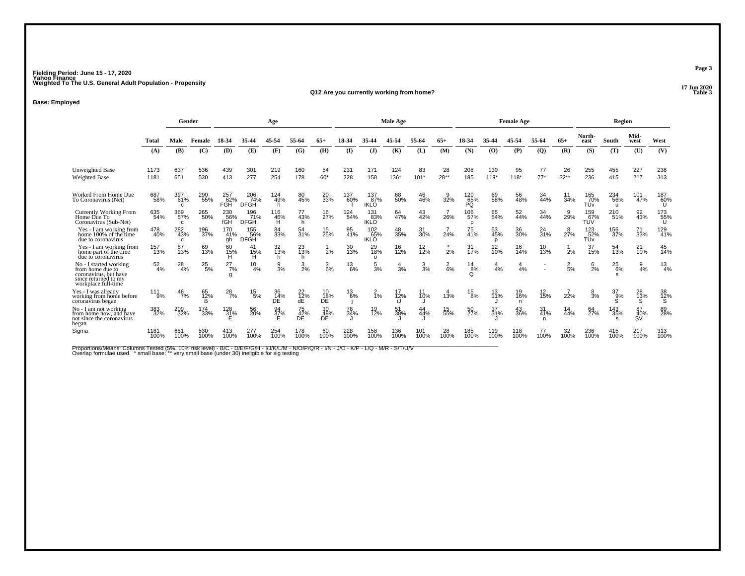Fielding Period: June 15 - 17, 2020
Yahoo Finance
Weighted To The U.S. General Adult Population - Propensity

**Q12 Are you currently working from home?**

**Base: Employed**

| | Total | Gender | | Age | | | | | Male Age | | | | | Female Age | | | | | Region | | | |
|---|---|---|---|---|---|---|---|---|---|---|---|---|---|---|---|---|---|---|---|---|---|---|
| | Total | Male | Female | 18-34 | 35-44 | 45-54 | 55-64 | 65+ | 18-34 | 35-44 | 45-54 | 55-64 | 65+ | 18-34 | 35-44 | 45-54 | 55-64 | 65+ | North-east | South | Mid-west | West |
| | (A) | (B) | (C) | (D) | (E) | (F) | (G) | (H) | (I) | (J) | (K) | (L) | (M) | (N) | (O) | (P) | (Q) | (R) | (S) | (T) | (U) | (V) |
| Unweighted Base | 1173 | 637 | 536 | 439 | 301 | 219 | 160 | 54 | 231 | 171 | 124 | 83 | 28 | 208 | 130 | 95 | 77 | 26 | 255 | 455 | 227 | 236 |
| Weighted Base | 1181 | 651 | 530 | 413 | 277 | 254 | 178 | 60* | 228 | 158 | 136* | 101* | 28** | 185 | 119* | 118* | 77* | 32** | 236 | 415 | 217 | 313 |
| Worked From Home Due To Coronavirus (Net) | 687 58% | 397 61% c | 290 55% | 257 62% FGH | 206 74% DFGH | 124 49% h | 80 45% | 20 33% | 137 60% l | 137 87% IKLO | 68 50% | 46 46% | 9 32% | 120 65% PQ | 69 58% | 56 48% | 34 44% | 11 34% | 165 70% TUv | 234 56% u | 101 47% | 187 60% U |
| Currently Working From Home Due To Coronavirus (Sub-Net) | 635 54% | 369 57% c | 265 50% | 230 56% fGH | 196 71% DFGH | 116 46% H | 77 43% h | 16 27% | 124 54% | 131 83% IKLO | 64 47% | 43 42% | 7 26% | 106 57% p | 65 54% | 52 44% | 34 44% | 9 29% | 159 67% TUV | 210 51% | 92 43% | 173 55% U |
| Yes - I am working from home 100% of the time due to coronavirus | 478 40% | 282 43% c | 196 37% | 170 41% gh | 155 56% DFGH | 84 33% | 54 31% | 15 25% | 95 41% | 102 65% IKLO | 48 35% | 31 30% | 7 24% | 75 41% | 53 45% p | 36 30% | 24 31% | 8 27% | 123 52% TUv | 156 37% | 71 33% | 129 41% |
| Yes - I am working from home part of the time due to coronavirus | 157 13% | 87 13% | 69 13% | 60 15% H | 41 15% H | 32 13% h | 23 13% h | 1 2% | 30 13% | 29 18% o | 16 12% | 12 12% | * 2% | 31 17% | 12 10% | 16 14% | 10 13% | 1 2% | 37 15% | 54 13% | 21 10% | 45 14% |
| No - I started working from home due to coronavirus, but have since returned to my workplace full-time | 52 4% | 28 4% | 25 5% | 27 7% g | 10 4% | 9 3% | 3 2% | 3 6% | 13 6% | 5 3% | 4 3% | 3 3% | 2 6% | 14 8% Q | 4 4% | 4 4% | - - | 2 5% | 6 2% | 25 6% s | 9 4% | 13 4% |
| Yes - I was already working from home before coronavirus began | 111 9% | 46 7% | 65 12% B | 28 7% | 15 5% | 36 14% DE | 22 12% dE | 10 18% DE | 13 6% j | 2 1% | 17 12% iJ | 11 10% J | 4 13% | 15 8% | 13 11% J | 19 16% n | 12 15% | 7 22% | 8 3% | 37 9% S | 28 13% S | 38 12% S |
| No - I am not working from home now, and have not since the coronavirus began | 383 32% | 209 32% | 174 33% | 128 31% E | 56 20% | 94 37% E | 75 42% DE | 30 49% DE | 78 34% J | 19 12% | 51 38% J | 44 44% J | 15 55% | 50 27% | 37 31% J | 43 36% | 31 41% n | 14 44% | 64 27% | 143 35% s | 87 40% SV | 89 28% |
| Sigma | 1181 100% | 651 100% | 530 100% | 413 100% | 277 100% | 254 100% | 178 100% | 60 100% | 228 100% | 158 100% | 136 100% | 101 100% | 28 100% | 185 100% | 119 100% | 118 100% | 77 100% | 32 100% | 236 100% | 415 100% | 217 100% | 313 100% |

Proportions/Means: Columns Tested (5%, 10% risk level) - B/C - D/E/F/G/H - I/J/K/L/M - N/O/P/Q/R - I/N - J/O - K/P - L/Q - M/R - S/T/U/V
Overlap formulae used. * small base; ** very small base (under 30) ineligible for sig testing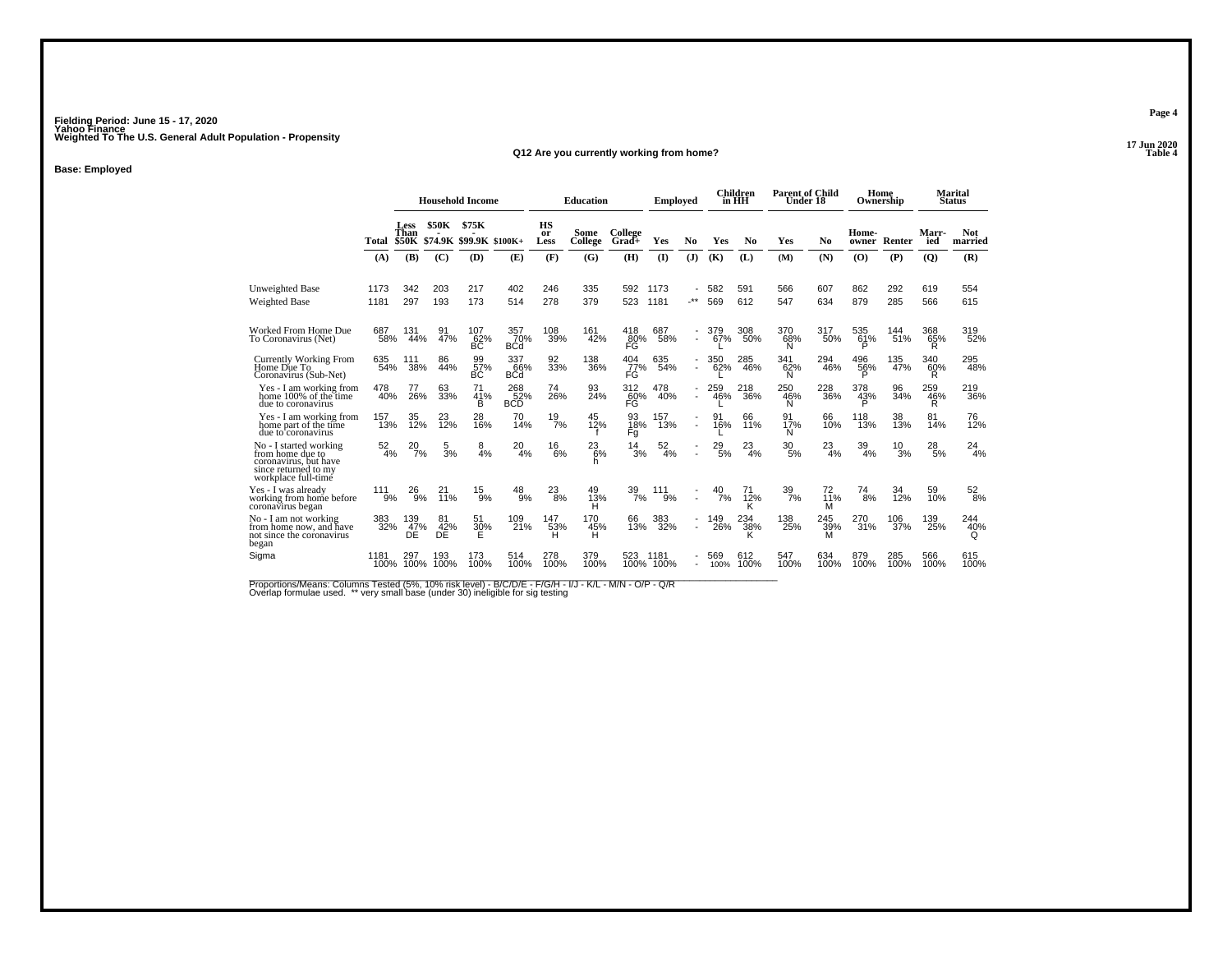Fielding Period: June 15 - 17, 2020
Yahoo Finance
Weighted To The U.S. General Adult Population - Propensity

17 Jun 2020
Table 4

## Q12 Are you currently working from home?

**Base: Employed**

| | Total | Household Income: Less Than $50K | Household Income: $50K - $74.9K | Household Income: $75K - $99.9K | Household Income: $100K+ | Education: HS or Less | Education: Some College | Education: College Grad+ | Employed: Yes | Employed: No | Children in HH: Yes | Children in HH: No | Parent of Child Under 18: Yes | Parent of Child Under 18: No | Home Ownership: Home-owner | Home Ownership: Renter | Marital Status: Marr-ied | Marital Status: Not married |
|---|---|---|---|---|---|---|---|---|---|---|---|---|---|---|---|---|---|---|
| | (A) | (B) | (C) | (D) | (E) | (F) | (G) | (H) | (I) | (J) | (K) | (L) | (M) | (N) | (O) | (P) | (Q) | (R) |
| Unweighted Base | 1173 | 342 | 203 | 217 | 402 | 246 | 335 | 592 | 1173 | - | 582 | 591 | 566 | 607 | 862 | 292 | 619 | 554 |
| Weighted Base | 1181 | 297 | 193 | 173 | 514 | 278 | 379 | 523 | 1181 | -** | 569 | 612 | 547 | 634 | 879 | 285 | 566 | 615 |
| Worked From Home Due To Coronavirus (Net) | 687 58% | 131 44% | 91 47% | 107 62% BC | 357 70% BCd | 108 39% | 161 42% | 418 80% FG | 687 58% | - - | 379 67% L | 308 50% | 370 68% N | 317 50% | 535 61% P | 144 51% | 368 65% R | 319 52% |
| Currently Working From Home Due To Coronavirus (Sub-Net) | 635 54% | 111 38% | 86 44% | 99 57% BC | 337 66% BCd | 92 33% | 138 36% | 404 77% FG | 635 54% | - - | 350 62% L | 285 46% | 341 62% N | 294 46% | 496 56% P | 135 47% | 340 60% R | 295 48% |
| Yes - I am working from home 100% of the time due to coronavirus | 478 40% | 77 26% | 63 33% | 71 41% B | 268 52% BCD | 74 26% | 93 24% | 312 60% FG | 478 40% | - - | 259 46% L | 218 36% | 250 46% N | 228 36% | 378 43% P | 96 34% | 259 46% R | 219 36% |
| Yes - I am working from home part of the time due to coronavirus | 157 13% | 35 12% | 23 12% | 28 16% | 70 14% | 19 7% | 45 12% f | 93 18% Fg | 157 13% | - - | 91 16% L | 66 11% | 91 17% N | 66 10% | 118 13% | 38 13% | 81 14% | 76 12% |
| No - I started working from home due to coronavirus, but have since returned to my workplace full-time | 52 4% | 20 7% | 5 3% | 8 4% | 20 4% | 16 6% | 23 6% h | 14 3% | 52 4% | - - | 29 5% | 23 4% | 30 5% | 23 4% | 39 4% | 10 3% | 28 5% | 24 4% |
| Yes - I was already working from home before coronavirus began | 111 9% | 26 9% | 21 11% | 15 9% | 48 9% | 23 8% | 49 13% H | 39 7% | 111 9% | - - | 40 7% | 71 12% K | 39 7% | 72 11% M | 74 8% | 34 12% | 59 10% | 52 8% |
| No - I am not working from home now, and have not since the coronavirus began | 383 32% | 139 47% DE | 81 42% DE | 51 30% E | 109 21% | 147 53% H | 170 45% H | 66 13% | 383 32% | - - | 149 26% | 234 38% K | 138 25% | 245 39% M | 270 31% | 106 37% | 139 25% | 244 40% Q |
| Sigma | 1181 100% | 297 100% | 193 100% | 173 100% | 514 100% | 278 100% | 379 100% | 523 100% | 1181 100% | - - | 569 100% | 612 100% | 547 100% | 634 100% | 879 100% | 285 100% | 566 100% | 615 100% |

Proportions/Means: Columns Tested (5%, 10% risk level) - B/C/D/E - F/G/H - I/J - K/L - M/N - O/P - Q/R
Overlap formulae used. ** very small base (under 30) ineligible for sig testing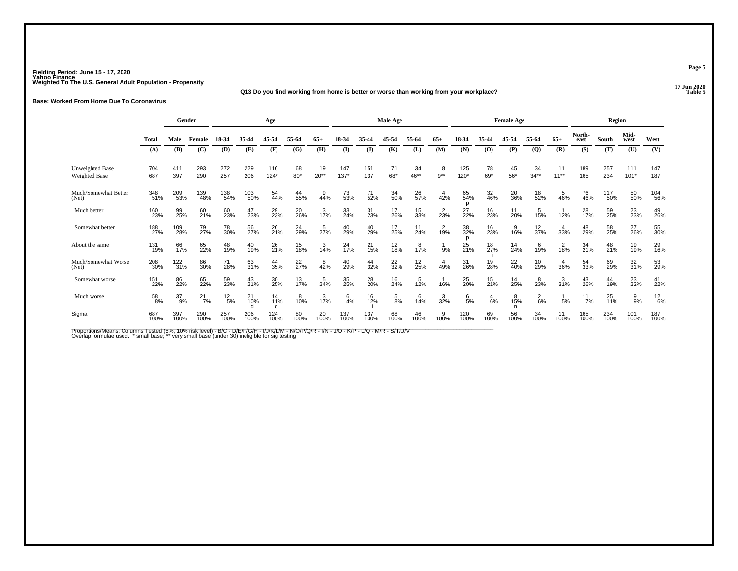Fielding Period: June 15 - 17, 2020
Yahoo Finance
Weighted To The U.S. General Adult Population - Propensity

17 Jun 2020
Table 5

**Q13 Do you find working from home is better or worse than working from your workplace?**

**Base: Worked From Home Due To Coronavirus**

| | | Gender | | Age | | | | | Male Age | | | | | Female Age | | | | | Region | | | |
|---|---|---|---|---|---|---|---|---|---|---|---|---|---|---|---|---|---|---|---|---|---|---|
| | Total | Male | Female | 18-34 | 35-44 | 45-54 | 55-64 | 65+ | 18-34 | 35-44 | 45-54 | 55-64 | 65+ | 18-34 | 35-44 | 45-54 | 55-64 | 65+ | North-east | South | Mid-west | West |
| | (A) | (B) | (C) | (D) | (E) | (F) | (G) | (H) | (I) | (J) | (K) | (L) | (M) | (N) | (O) | (P) | (Q) | (R) | (S) | (T) | (U) | (V) |
| Unweighted Base | 704 | 411 | 293 | 272 | 229 | 116 | 68 | 19 | 147 | 151 | 71 | 34 | 8 | 125 | 78 | 45 | 34 | 11 | 189 | 257 | 111 | 147 |
| Weighted Base | 687 | 397 | 290 | 257 | 206 | 124* | 80* | 20** | 137* | 137 | 68* | 46** | 9** | 120* | 69* | 56* | 34** | 11** | 165 | 234 | 101* | 187 |
| Much/Somewhat Better (Net) | 348 51% | 209 53% | 139 48% | 138 54% | 103 50% | 54 44% | 44 55% | 9 44% | 73 53% | 71 52% | 34 50% | 26 57% | 4 42% | 65 54% p | 32 46% | 20 36% | 18 52% | 5 46% | 76 46% | 117 50% | 50 50% | 104 56% |
| Much better | 160 23% | 99 25% | 60 21% | 60 23% | 47 23% | 29 23% | 20 26% | 3 17% | 33 24% | 31 23% | 17 26% | 15 33% | 2 23% | 27 22% | 16 23% | 11 20% | 5 15% | 1 12% | 28 17% | 59 25% | 23 23% | 49 26% |
| Somewhat better | 188 27% | 109 28% | 79 27% | 78 30% | 56 27% | 26 21% | 24 29% | 5 27% | 40 29% | 40 29% | 17 25% | 11 24% | 2 19% | 38 32% p | 16 23% | 9 16% | 12 37% | 4 33% | 48 29% | 58 25% | 27 26% | 55 30% |
| About the same | 131 19% | 66 17% | 65 22% | 48 19% | 40 19% | 26 21% | 15 18% | 3 14% | 24 17% | 21 15% | 12 18% | 8 17% | 1 9% | 25 21% | 18 27% j | 14 24% | 6 19% | 2 18% | 34 21% | 48 21% | 19 19% | 29 16% |
| Much/Somewhat Worse (Net) | 208 30% | 122 31% | 86 30% | 71 28% | 63 31% | 44 35% | 22 27% | 8 42% | 40 29% | 44 32% | 22 32% | 12 25% | 4 49% | 31 26% | 19 28% | 22 40% | 10 29% | 4 36% | 54 33% | 69 29% | 32 31% | 53 29% |
| Somewhat worse | 151 22% | 86 22% | 65 22% | 59 23% | 43 21% | 30 25% | 13 17% | 5 24% | 35 25% | 28 20% | 16 24% | 5 12% | 1 16% | 25 20% | 15 21% | 14 25% | 8 23% | 3 31% | 43 26% | 44 19% | 23 22% | 41 22% |
| Much worse | 58 8% | 37 9% | 21 7% | 12 5% | 21 10% d | 14 11% d | 8 10% | 3 17% | 6 4% | 16 12% i | 5 8% | 6 14% | 3 32% | 6 5% | 4 6% | 8 15% n | 2 6% | 1 5% | 11 7% | 25 11% | 9 9% | 12 6% |
| Sigma | 687 100% | 397 100% | 290 100% | 257 100% | 206 100% | 124 100% | 80 100% | 20 100% | 137 100% | 137 100% | 68 100% | 46 100% | 9 100% | 120 100% | 69 100% | 56 100% | 34 100% | 11 100% | 165 100% | 234 100% | 101 100% | 187 100% |

Proportions/Means: Columns Tested (5%, 10% risk level) - B/C - D/E/F/G/H - I/J/K/L/M - N/O/P/Q/R - I/N - J/O - K/P - L/Q - M/R - S/T/U/V
Overlap formulae used. * small base; ** very small base (under 30) ineligible for sig testing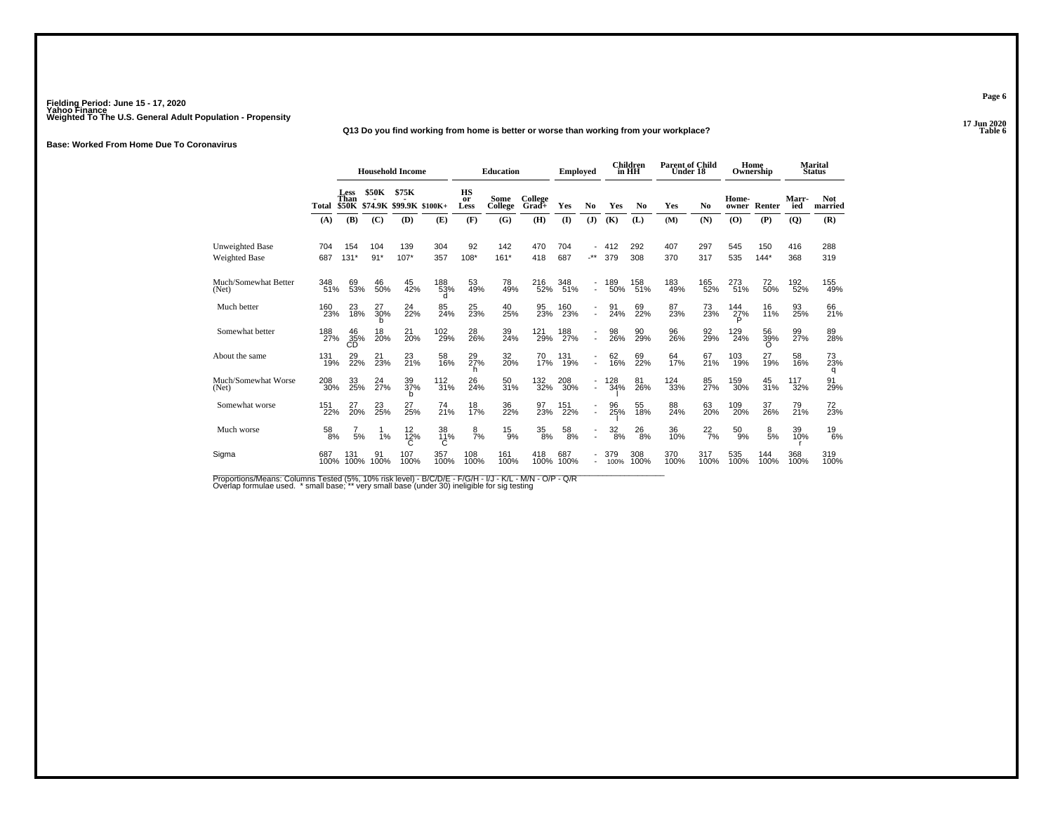Fielding Period: June 15 - 17, 2020
Yahoo Finance
Weighted To The U.S. General Adult Population - Propensity

17 Jun 2020
Table 6

### Q13 Do you find working from home is better or worse than working from your workplace?

**Base: Worked From Home Due To Coronavirus**

| | Total | Household Income | | | | Education | | | Employed | | Children in HH | | Parent of Child Under 18 | | Home Ownership | | Marital Status | |
|---|---|---|---|---|---|---|---|---|---|---|---|---|---|---|---|---|---|---|
| | Total | Less Than $50K | $50K - $74.9K | $75K - $99.9K | $100K+ | HS or Less | Some College | College Grad+ | Yes | No | Yes | No | Yes | No | Home-owner | Renter | Marr-ied | Not married |
| | (A) | (B) | (C) | (D) | (E) | (F) | (G) | (H) | (I) | (J) | (K) | (L) | (M) | (N) | (O) | (P) | (Q) | (R) |
| Unweighted Base | 704 | 154 | 104 | 139 | 304 | 92 | 142 | 470 | 704 | - | 412 | 292 | 407 | 297 | 545 | 150 | 416 | 288 |
| Weighted Base | 687 | 131* | 91* | 107* | 357 | 108* | 161* | 418 | 687 | -** | 379 | 308 | 370 | 317 | 535 | 144* | 368 | 319 |
| Much/Somewhat Better (Net) | 348 51% | 69 53% | 46 50% | 45 42% | 188 53% d | 53 49% | 78 49% | 216 52% | 348 51% | - - | 189 50% | 158 51% | 183 49% | 165 52% | 273 51% | 72 50% | 192 52% | 155 49% |
| Much better | 160 23% | 23 18% | 27 30% b | 24 22% | 85 24% | 25 23% | 40 25% | 95 23% | 160 23% | - - | 91 24% | 69 22% | 87 23% | 73 23% | 144 27% P | 16 11% | 93 25% | 66 21% |
| Somewhat better | 188 27% | 46 35% CD | 18 20% | 21 20% | 102 29% | 28 26% | 39 24% | 121 29% | 188 27% | - - | 98 26% | 90 29% | 96 26% | 92 29% | 129 24% | 56 39% O | 99 27% | 89 28% |
| About the same | 131 19% | 29 22% | 21 23% | 23 21% | 58 16% | 29 27% h | 32 20% | 70 17% | 131 19% | - - | 62 16% | 69 22% | 64 17% | 67 21% | 103 19% | 27 19% | 58 16% | 73 23% q |
| Much/Somewhat Worse (Net) | 208 30% | 33 25% | 24 27% | 39 37% b | 112 31% | 26 24% | 50 31% | 132 32% | 208 30% | - - | 128 34% l | 81 26% | 124 33% | 85 27% | 159 30% | 45 31% | 117 32% | 91 29% |
| Somewhat worse | 151 22% | 27 20% | 23 25% | 27 25% | 74 21% | 18 17% | 36 22% | 97 23% | 151 22% | - - | 96 25% l | 55 18% | 88 24% | 63 20% | 109 20% | 37 26% | 79 21% | 72 23% |
| Much worse | 58 8% | 7 5% | 1 1% | 12 12% C | 38 11% C | 8 7% | 15 9% | 35 8% | 58 8% | - - | 32 8% | 26 8% | 36 10% | 22 7% | 50 9% | 8 5% | 39 10% r | 19 6% |
| Sigma | 687 100% | 131 100% | 91 100% | 107 100% | 357 100% | 108 100% | 161 100% | 418 100% | 687 100% | - - | 379 100% | 308 100% | 370 100% | 317 100% | 535 100% | 144 100% | 368 100% | 319 100% |

Proportions/Means: Columns Tested (5%, 10% risk level) - B/C/D/E - F/G/H - I/J - K/L - M/N - O/P - Q/R
Overlap formulae used. * small base; ** very small base (under 30) ineligible for sig testing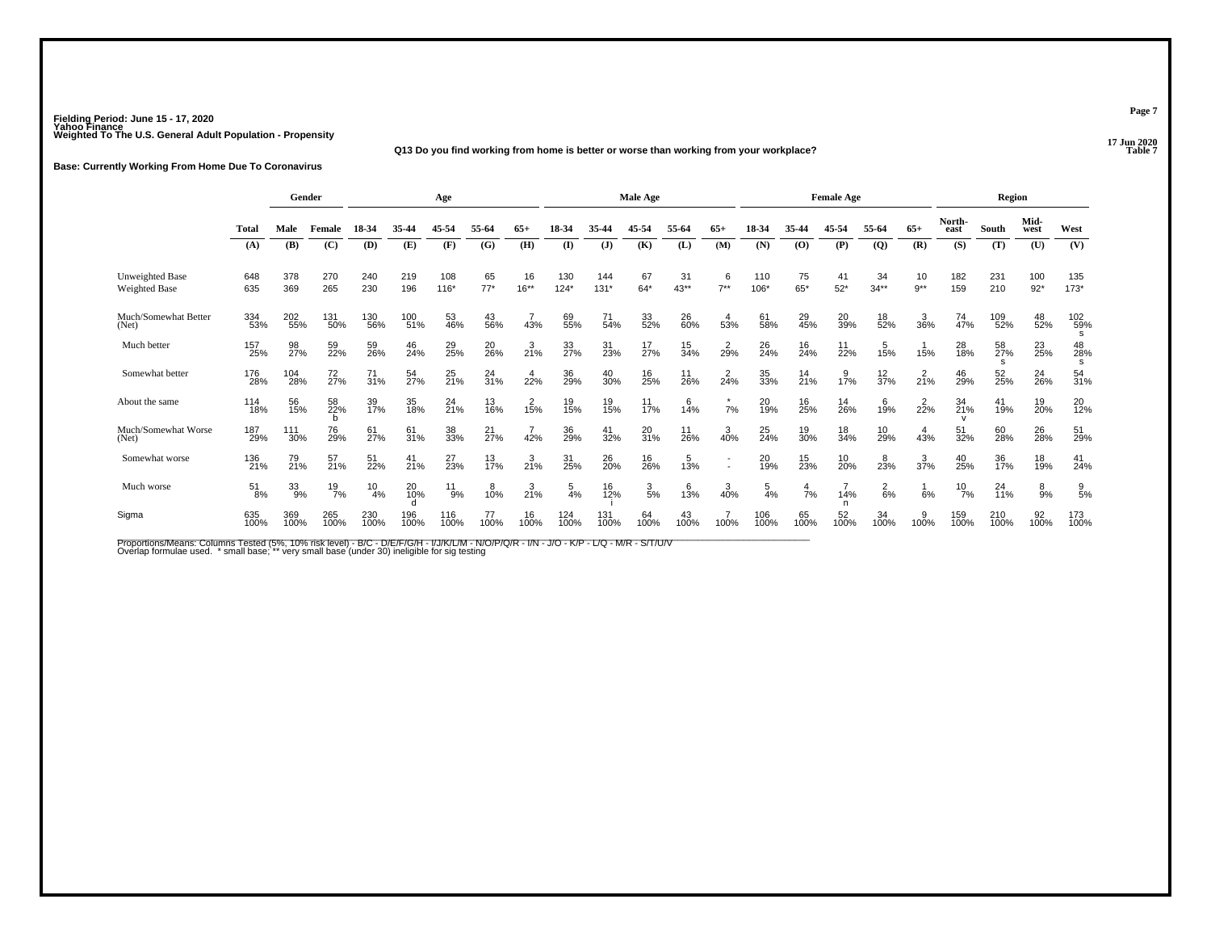Fielding Period: June 15 - 17, 2020
Yahoo Finance
Weighted To The U.S. General Adult Population - Propensity

17 Jun 2020
Table 7

### Q13 Do you find working from home is better or worse than working from your workplace?

**Base: Currently Working From Home Due To Coronavirus**

| | Total | Gender | | Age | | | | | Male Age | | | | | Female Age | | | | | Region | | | |
|---|---|---|---|---|---|---|---|---|---|---|---|---|---|---|---|---|---|---|---|---|---|---|
| | Total | Male | Female | 18-34 | 35-44 | 45-54 | 55-64 | 65+ | 18-34 | 35-44 | 45-54 | 55-64 | 65+ | 18-34 | 35-44 | 45-54 | 55-64 | 65+ | North-east | South | Mid-west | West |
| | (A) | (B) | (C) | (D) | (E) | (F) | (G) | (H) | (I) | (J) | (K) | (L) | (M) | (N) | (O) | (P) | (Q) | (R) | (S) | (T) | (U) | (V) |
| Unweighted Base | 648 | 378 | 270 | 240 | 219 | 108 | 65 | 16 | 130 | 144 | 67 | 31 | 6 | 110 | 75 | 41 | 34 | 10 | 182 | 231 | 100 | 135 |
| Weighted Base | 635 | 369 | 265 | 230 | 196 | 116* | 77* | 16** | 124* | 131* | 64* | 43** | 7** | 106* | 65* | 52* | 34** | 9** | 159 | 210 | 92* | 173* |
| Much/Somewhat Better (Net) | 334 53% | 202 55% | 131 50% | 130 56% | 100 51% | 53 46% | 43 56% | 7 43% | 69 55% | 71 54% | 33 52% | 26 60% | 4 53% | 61 58% | 29 45% | 20 39% | 18 52% | 3 36% | 74 47% | 109 52% | 48 52% | 102 59% s |
| Much better | 157 25% | 98 27% | 59 22% | 59 26% | 46 24% | 29 25% | 20 26% | 3 21% | 33 27% | 31 23% | 17 27% | 15 34% | 2 29% | 26 24% | 16 24% | 11 22% | 5 15% | 1 15% | 28 18% | 58 27% s | 23 25% | 48 28% s |
| Somewhat better | 176 28% | 104 28% | 72 27% | 71 31% | 54 27% | 25 21% | 24 31% | 4 22% | 36 29% | 40 30% | 16 25% | 11 26% | 2 24% | 35 33% | 14 21% | 9 17% | 12 37% | 2 21% | 46 29% | 52 25% | 24 26% | 54 31% |
| About the same | 114 18% | 56 15% | 58 22% b | 39 17% | 35 18% | 24 21% | 13 16% | 2 15% | 19 15% | 19 15% | 11 17% | 6 14% | * 7% | 20 19% | 16 25% | 14 26% | 6 19% | 2 22% | 34 21% v | 41 19% | 19 20% | 20 12% |
| Much/Somewhat Worse (Net) | 187 29% | 111 30% | 76 29% | 61 27% | 61 31% | 38 33% | 21 27% | 7 42% | 36 29% | 41 32% | 20 31% | 11 26% | 3 40% | 25 24% | 19 30% | 18 34% | 10 29% | 4 43% | 51 32% | 60 28% | 26 28% | 51 29% |
| Somewhat worse | 136 21% | 79 21% | 57 21% | 51 22% | 41 21% | 27 23% | 13 17% | 3 21% | 31 25% | 26 20% | 16 26% | 5 13% | - - | 20 19% | 15 23% | 10 20% | 8 23% | 3 37% | 40 25% | 36 17% | 18 19% | 41 24% |
| Much worse | 51 8% | 33 9% | 19 7% | 10 4% | 20 10% d | 11 9% | 8 10% | 3 21% | 5 4% | 16 12% i | 3 5% | 6 13% | 3 40% | 5 4% | 4 7% | 7 14% n | 2 6% | 1 6% | 10 7% | 24 11% | 8 9% | 9 5% |
| Sigma | 635 100% | 369 100% | 265 100% | 230 100% | 196 100% | 116 100% | 77 100% | 16 100% | 124 100% | 131 100% | 64 100% | 43 100% | 7 100% | 106 100% | 65 100% | 52 100% | 34 100% | 9 100% | 159 100% | 210 100% | 92 100% | 173 100% |

Proportions/Means: Columns Tested (5%, 10% risk level) - B/C - D/E/F/G/H - I/J/K/L/M - N/O/P/Q/R - I/N - J/O - K/P - L/Q - M/R - S/T/U/V
Overlap formulae used. * small base; ** very small base (under 30) ineligible for sig testing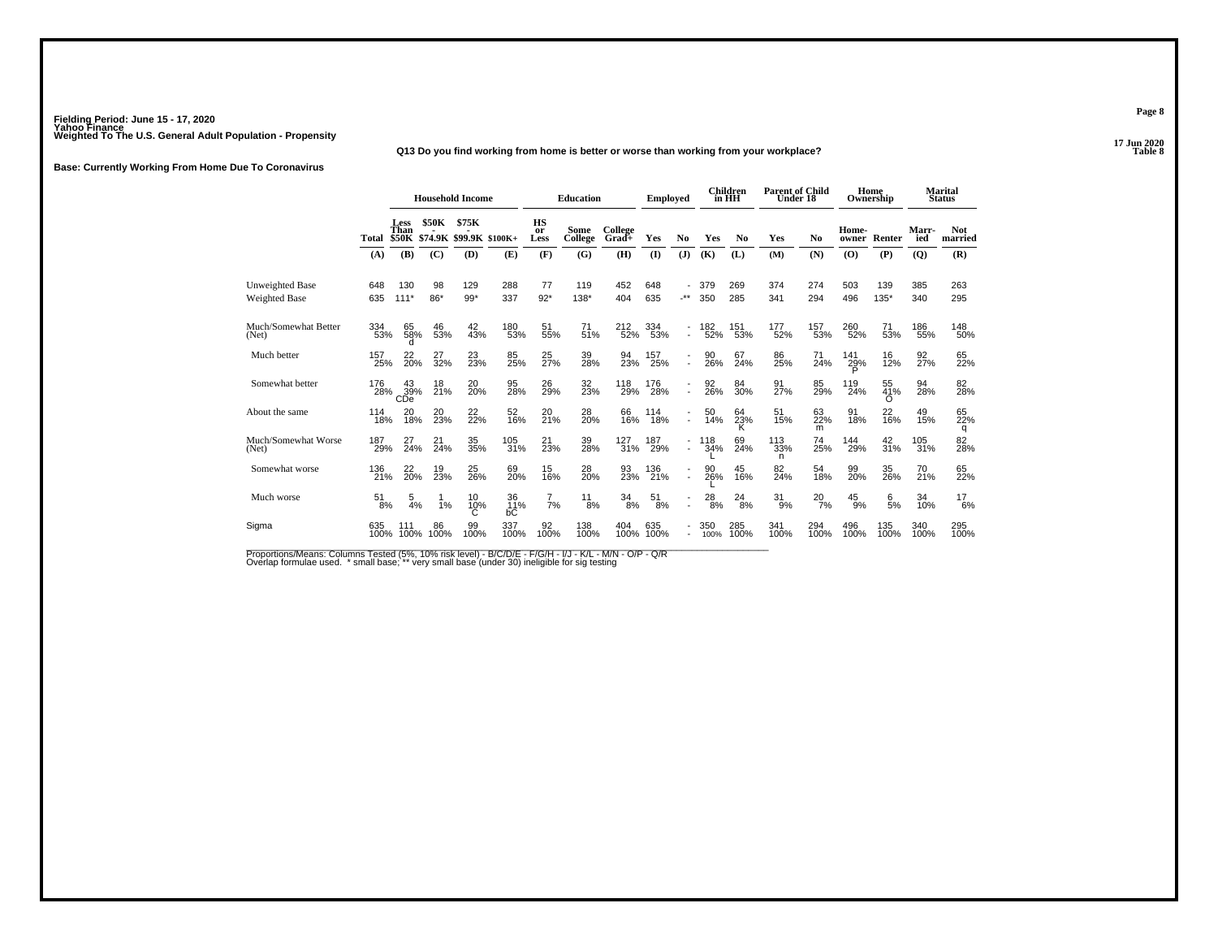Fielding Period: June 15 - 17, 2020
Yahoo Finance
Weighted To The U.S. General Adult Population - Propensity

17 Jun 2020
Table 8

**Q13 Do you find working from home is better or worse than working from your workplace?**

**Base: Currently Working From Home Due To Coronavirus**

| | | Household Income | | | | Education | | | Employed | | Children in HH | | Parent of Child Under 18 | | Home Ownership | | Marital Status | |
|---|---|---|---|---|---|---|---|---|---|---|---|---|---|---|---|---|---|---|
| | Total | Less Than $50K | $50K - $74.9K | $75K - $99.9K | $100K+ | HS or Less | Some College | College Grad+ | Yes | No | Yes | No | Yes | No | Home-owner | Renter | Marr-ied | Not married |
| | (A) | (B) | (C) | (D) | (E) | (F) | (G) | (H) | (I) | (J) | (K) | (L) | (M) | (N) | (O) | (P) | (Q) | (R) |
| Unweighted Base | 648 | 130 | 98 | 129 | 288 | 77 | 119 | 452 | 648 | - | 379 | 269 | 374 | 274 | 503 | 139 | 385 | 263 |
| Weighted Base | 635 | 111* | 86* | 99* | 337 | 92* | 138* | 404 | 635 | -** | 350 | 285 | 341 | 294 | 496 | 135* | 340 | 295 |
| Much/Somewhat Better (Net) | 334 53% | 65 58% d | 46 53% | 42 43% | 180 53% | 51 55% | 71 51% | 212 52% | 334 53% | - - | 182 52% | 151 53% | 177 52% | 157 53% | 260 52% | 71 53% | 186 55% | 148 50% |
| Much better | 157 25% | 22 20% | 27 32% | 23 23% | 85 25% | 25 27% | 39 28% | 94 23% | 157 25% | - - | 90 26% | 67 24% | 86 25% | 71 24% | 141 29% P | 16 12% | 92 27% | 65 22% |
| Somewhat better | 176 28% | 43 39% CDe | 18 21% | 20 20% | 95 28% | 26 29% | 32 23% | 118 29% | 176 28% | - - | 92 26% | 84 30% | 91 27% | 85 29% | 119 24% | 55 41% O | 94 28% | 82 28% |
| About the same | 114 18% | 20 18% | 20 23% | 22 22% | 52 16% | 20 21% | 28 20% | 66 16% | 114 18% | - - | 50 14% | 64 23% K | 51 15% | 63 22% m | 91 18% | 22 16% | 49 15% | 65 22% q |
| Much/Somewhat Worse (Net) | 187 29% | 27 24% | 21 24% | 35 35% | 105 31% | 21 23% | 39 28% | 127 31% | 187 29% | - - | 118 34% L | 69 24% | 113 33% n | 74 25% | 144 29% | 42 31% | 105 31% | 82 28% |
| Somewhat worse | 136 21% | 22 20% | 19 23% | 25 26% | 69 20% | 15 16% | 28 20% | 93 23% | 136 21% | - - | 90 26% L | 45 16% | 82 24% | 54 18% | 99 20% | 35 26% | 70 21% | 65 22% |
| Much worse | 51 8% | 5 4% | 1 1% | 10 10% C | 36 11% bC | 7 7% | 11 8% | 34 8% | 51 8% | - - | 28 8% | 24 8% | 31 9% | 20 7% | 45 9% | 6 5% | 34 10% | 17 6% |
| Sigma | 635 100% | 111 100% | 86 100% | 99 100% | 337 100% | 92 100% | 138 100% | 404 100% | 635 100% | - - | 350 100% | 285 100% | 341 100% | 294 100% | 496 100% | 135 100% | 340 100% | 295 100% |

Proportions/Means: Columns Tested (5%, 10% risk level) - B/C/D/E - F/G/H - I/J - K/L - M/N - O/P - Q/R
Overlap formulae used. * small base; ** very small base (under 30) ineligible for sig testing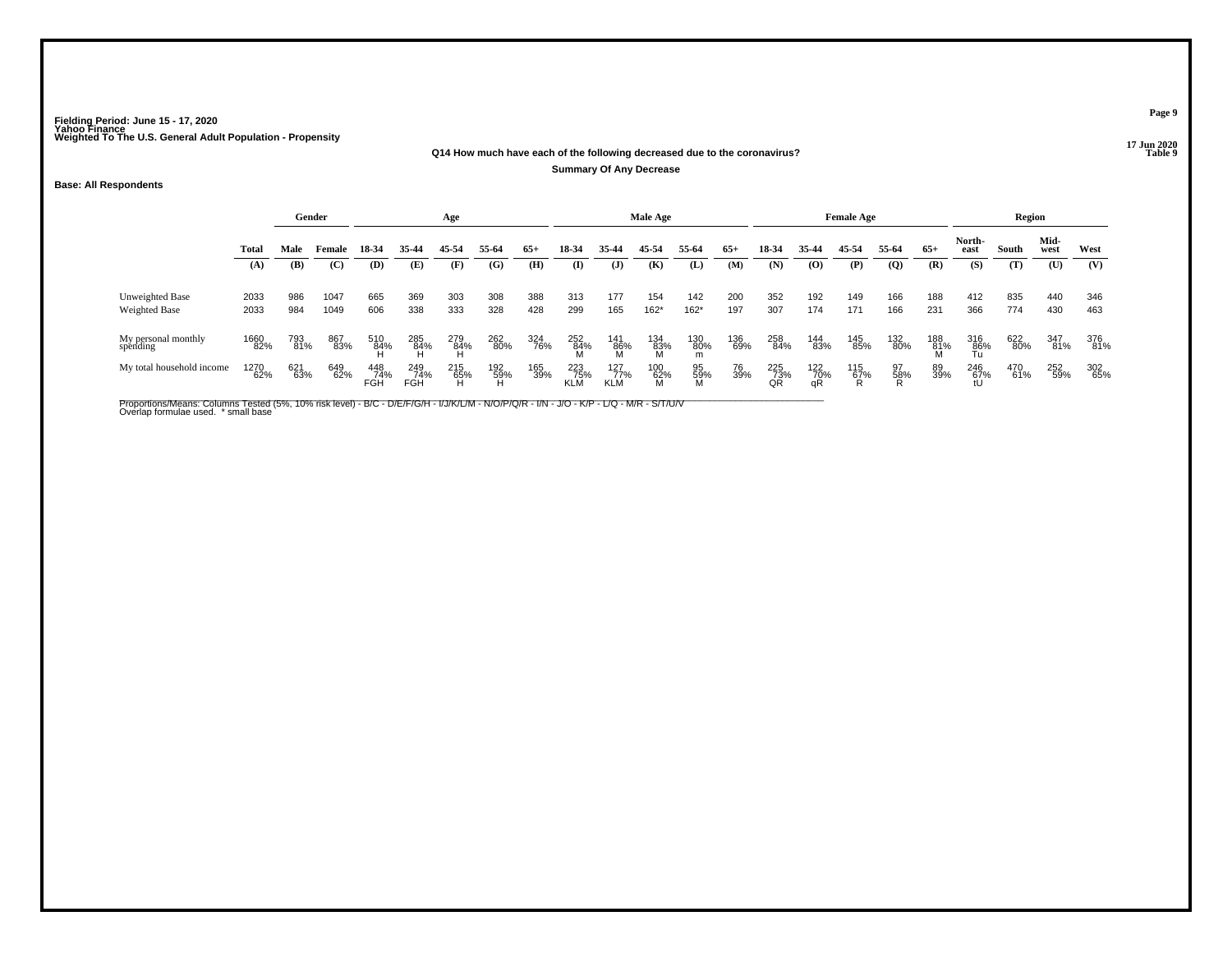Fielding Period: June 15 - 17, 2020
Yahoo Finance
Weighted To The U.S. General Adult Population - Propensity

17 Jun 2020
Table 9

**Q14 How much have each of the following decreased due to the coronavirus?**

**Summary Of Any Decrease**

**Base: All Respondents**

| | Total | Gender | | Age | | | | | Male Age | | | | | Female Age | | | | | Region | | | |
|---|---|---|---|---|---|---|---|---|---|---|---|---|---|---|---|---|---|---|---|---|---|---|
| | Total | Male | Female | 18-34 | 35-44 | 45-54 | 55-64 | 65+ | 18-34 | 35-44 | 45-54 | 55-64 | 65+ | 18-34 | 35-44 | 45-54 | 55-64 | 65+ | North-east | South | Mid-west | West |
| | (A) | (B) | (C) | (D) | (E) | (F) | (G) | (H) | (I) | (J) | (K) | (L) | (M) | (N) | (O) | (P) | (Q) | (R) | (S) | (T) | (U) | (V) |
| Unweighted Base | 2033 | 986 | 1047 | 665 | 369 | 303 | 308 | 388 | 313 | 177 | 154 | 142 | 200 | 352 | 192 | 149 | 166 | 188 | 412 | 835 | 440 | 346 |
| Weighted Base | 2033 | 984 | 1049 | 606 | 338 | 333 | 328 | 428 | 299 | 165 | 162* | 162* | 197 | 307 | 174 | 171 | 166 | 231 | 366 | 774 | 430 | 463 |
| My personal monthly spending | 1660 82% | 793 81% | 867 83% | 510 84% H | 285 84% H | 279 84% H | 262 80% | 324 76% | 252 84% M | 141 86% M | 134 83% M | 130 80% m | 136 69% | 258 84% | 144 83% | 145 85% | 132 80% | 188 81% M | 316 86% Tu | 622 80% | 347 81% | 376 81% |
| My total household income | 1270 62% | 621 63% | 649 62% | 448 74% FGH | 249 74% FGH | 215 65% H | 192 59% H | 165 39% | 223 75% KLM | 127 77% KLM | 100 62% M | 95 59% M | 76 39% | 225 73% QR | 122 70% qR | 115 67% R | 97 58% R | 89 39% | 246 67% tU | 470 61% | 252 59% | 302 65% |

Proportions/Means: Columns Tested (5%, 10% risk level) - B/C - D/E/F/G/H - I/J/K/L/M - N/O/P/Q/R - I/N - J/O - K/P - L/Q - M/R - S/T/U/V
Overlap formulae used. * small base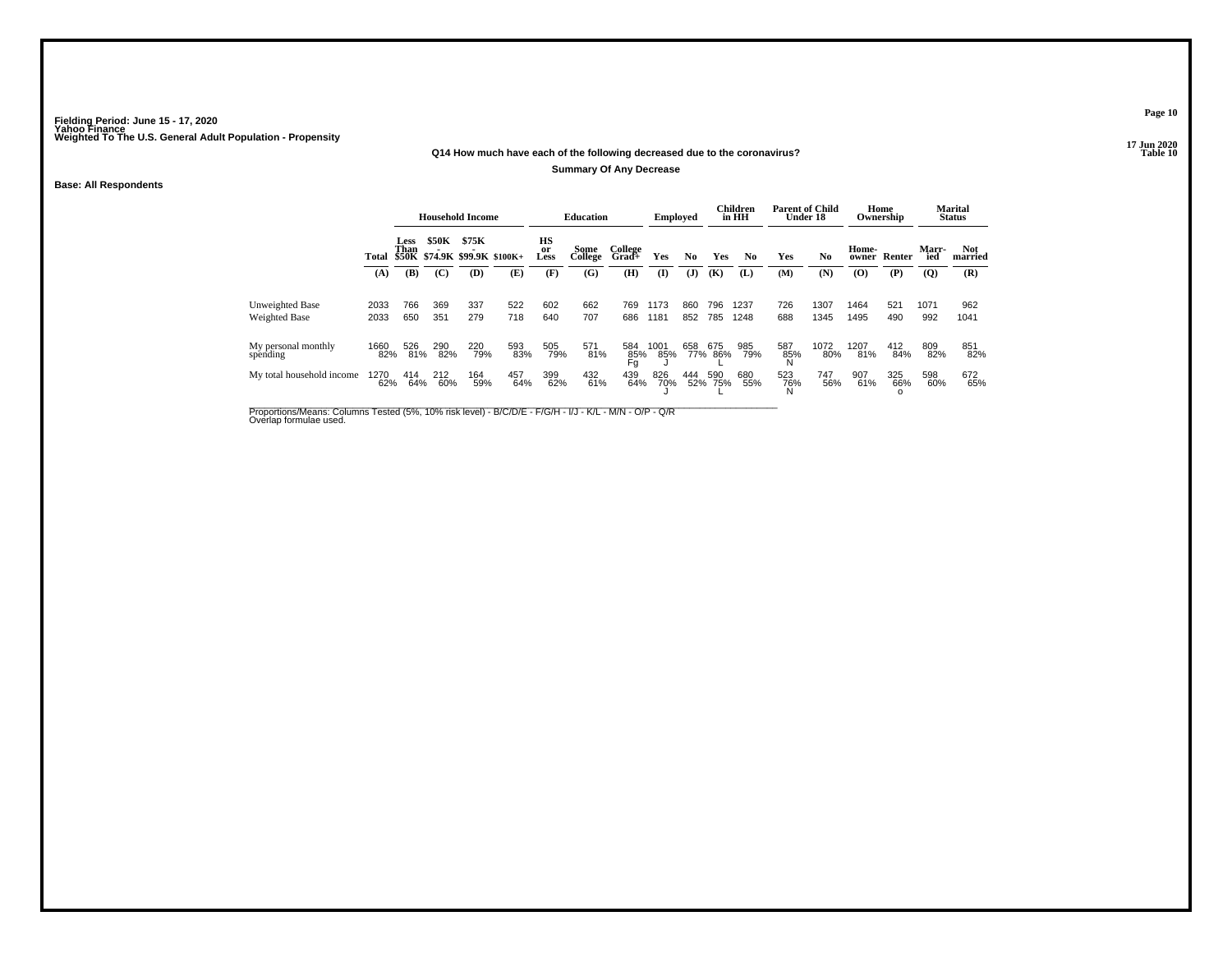Fielding Period: June 15 - 17, 2020
Yahoo Finance
Weighted To The U.S. General Adult Population - Propensity

17 Jun 2020
Table 10

**Q14 How much have each of the following decreased due to the coronavirus?**

**Summary Of Any Decrease**

**Base: All Respondents**

| | Total | Household Income | | | | Education | | | Employed | | Children in HH | | Parent of Child Under 18 | | Home Ownership | | Marital Status | |
|---|---|---|---|---|---|---|---|---|---|---|---|---|---|---|---|---|---|---|
| | Total | Less Than $50K | $50K - $74.9K | $75K - $99.9K | $100K+ | HS or Less | Some College | College Grad+ | Yes | No | Yes | No | Yes | No | Home-owner | Renter | Marr-ied | Not married |
| | (A) | (B) | (C) | (D) | (E) | (F) | (G) | (H) | (I) | (J) | (K) | (L) | (M) | (N) | (O) | (P) | (Q) | (R) |
| Unweighted Base | 2033 | 766 | 369 | 337 | 522 | 602 | 662 | 769 | 1173 | 860 | 796 | 1237 | 726 | 1307 | 1464 | 521 | 1071 | 962 |
| Weighted Base | 2033 | 650 | 351 | 279 | 718 | 640 | 707 | 686 | 1181 | 852 | 785 | 1248 | 688 | 1345 | 1495 | 490 | 992 | 1041 |
| My personal monthly spending | 1660 82% | 526 81% | 290 82% | 220 79% | 593 83% | 505 79% | 571 81% | 584 85% Fg | 1001 85% J | 658 77% | 675 86% L | 985 79% | 587 85% N | 1072 80% | 1207 81% | 412 84% | 809 82% | 851 82% |
| My total household income | 1270 62% | 414 64% | 212 60% | 164 59% | 457 64% | 399 62% | 432 61% | 439 64% | 826 70% J | 444 52% | 590 75% L | 680 55% | 523 76% N | 747 56% | 907 61% | 325 66% o | 598 60% | 672 65% |

Proportions/Means: Columns Tested (5%, 10% risk level) - B/C/D/E - F/G/H - I/J - K/L - M/N - O/P - Q/R
Overlap formulae used.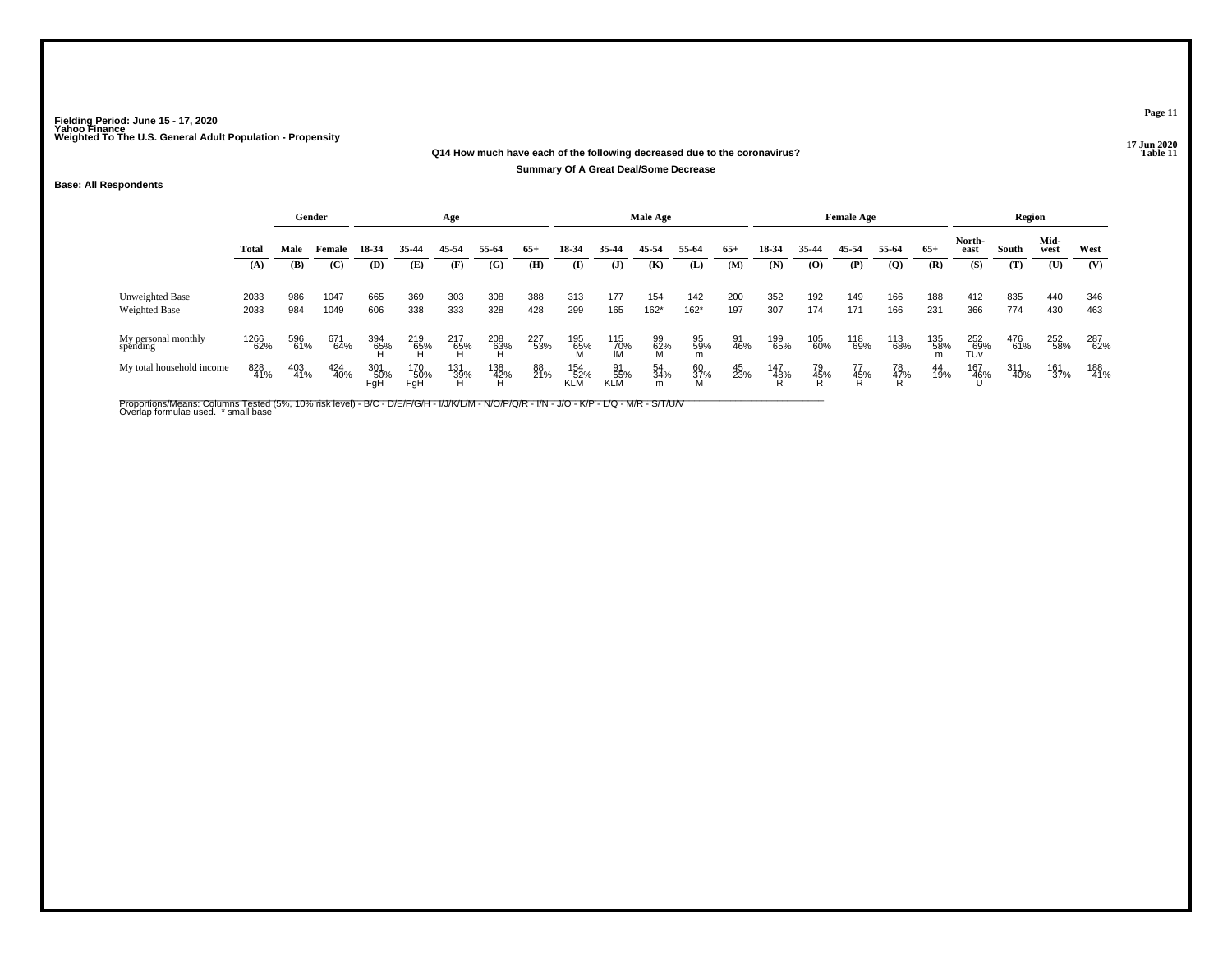Fielding Period: June 15 - 17, 2020
Yahoo Finance
Weighted To The U.S. General Adult Population - Propensity

17 Jun 2020
Table 11

**Q14 How much have each of the following decreased due to the coronavirus?**

**Summary Of A Great Deal/Some Decrease**

**Base: All Respondents**

| | | Gender | | Age | | | | | Male Age | | | | | Female Age | | | | | Region | | | |
|---|---|---|---|---|---|---|---|---|---|---|---|---|---|---|---|---|---|---|---|---|---|---|
| | Total | Male | Female | 18-34 | 35-44 | 45-54 | 55-64 | 65+ | 18-34 | 35-44 | 45-54 | 55-64 | 65+ | 18-34 | 35-44 | 45-54 | 55-64 | 65+ | North-east | South | Mid-west | West |
| | (A) | (B) | (C) | (D) | (E) | (F) | (G) | (H) | (I) | (J) | (K) | (L) | (M) | (N) | (O) | (P) | (Q) | (R) | (S) | (T) | (U) | (V) |
| Unweighted Base | 2033 | 986 | 1047 | 665 | 369 | 303 | 308 | 388 | 313 | 177 | 154 | 142 | 200 | 352 | 192 | 149 | 166 | 188 | 412 | 835 | 440 | 346 |
| Weighted Base | 2033 | 984 | 1049 | 606 | 338 | 333 | 328 | 428 | 299 | 165 | 162* | 162* | 197 | 307 | 174 | 171 | 166 | 231 | 366 | 774 | 430 | 463 |
| My personal monthly spending | 1266 62% | 596 61% | 671 64% | 394 65% H | 219 65% H | 217 65% H | 208 63% H | 227 53% | 195 65% M | 115 70% lM | 99 62% M | 95 59% m | 91 46% | 199 65% | 105 60% | 118 69% | 113 68% | 135 58% m | 252 69% TUv | 476 61% | 252 58% | 287 62% |
| My total household income | 828 41% | 403 41% | 424 40% | 301 50% FgH | 170 50% FgH | 131 39% H | 138 42% H | 88 21% | 154 52% KLM | 91 55% KLM | 54 34% m | 60 37% M | 45 23% | 147 48% R | 79 45% R | 77 45% R | 78 47% R | 44 19% | 167 46% U | 311 40% | 161 37% | 188 41% |

Proportions/Means: Columns Tested (5%, 10% risk level) - B/C - D/E/F/G/H - I/J/K/L/M - N/O/P/Q/R - I/N - J/O - K/P - L/Q - M/R - S/T/U/V
Overlap formulae used. * small base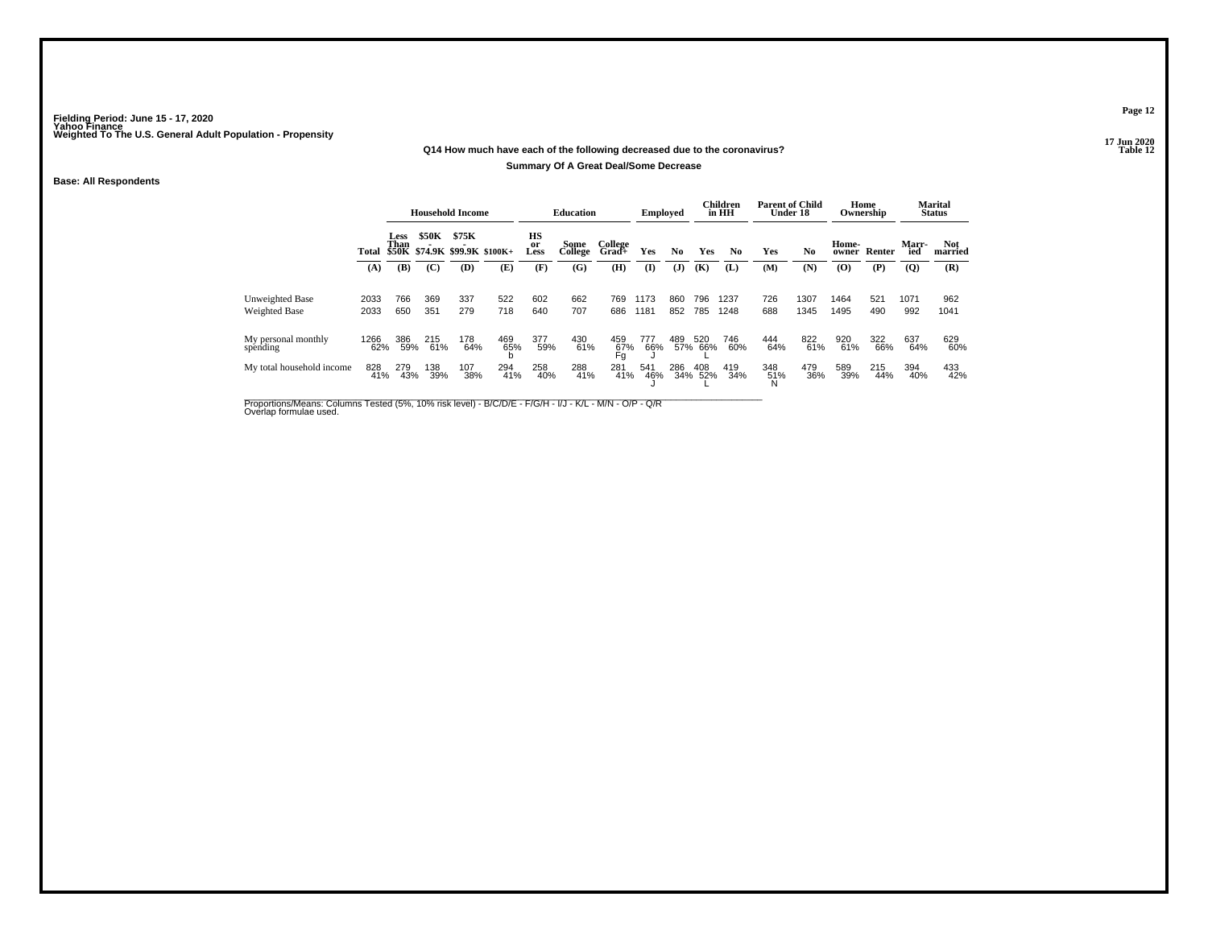Fielding Period: June 15 - 17, 2020
Yahoo Finance
Weighted To The U.S. General Adult Population - Propensity

17 Jun 2020
Table 12

**Q14 How much have each of the following decreased due to the coronavirus?**

**Summary Of A Great Deal/Some Decrease**

**Base: All Respondents**

| | Total | Household Income | | | | Education | | | Employed | | Children in HH | | Parent of Child Under 18 | | Home Ownership | | Marital Status | |
|---|---|---|---|---|---|---|---|---|---|---|---|---|---|---|---|---|---|---|
| | | Less Than $50K | $50K - $74.9K | $75K - $99.9K | $100K+ | HS or Less | Some College | College Grad+ | Yes | No | Yes | No | Yes | No | Home-owner | Renter | Marr-ied | Not married |
| | (A) | (B) | (C) | (D) | (E) | (F) | (G) | (H) | (I) | (J) | (K) | (L) | (M) | (N) | (O) | (P) | (Q) | (R) |
| Unweighted Base | 2033 | 766 | 369 | 337 | 522 | 602 | 662 | 769 | 1173 | 860 | 796 | 1237 | 726 | 1307 | 1464 | 521 | 1071 | 962 |
| Weighted Base | 2033 | 650 | 351 | 279 | 718 | 640 | 707 | 686 | 1181 | 852 | 785 | 1248 | 688 | 1345 | 1495 | 490 | 992 | 1041 |
| My personal monthly spending | 1266 62% | 386 59% | 215 61% | 178 64% | 469 65% b | 377 59% | 430 61% | 459 67% Fg | 777 66% J | 489 57% | 520 66% L | 746 60% | 444 64% | 822 61% | 920 61% | 322 66% | 637 64% | 629 60% |
| My total household income | 828 41% | 279 43% | 138 39% | 107 38% | 294 41% | 258 40% | 288 41% | 281 41% | 541 46% J | 286 34% | 408 52% L | 419 34% | 348 51% N | 479 36% | 589 39% | 215 44% | 394 40% | 433 42% |

Proportions/Means: Columns Tested (5%, 10% risk level) - B/C/D/E - F/G/H - I/J - K/L - M/N - O/P - Q/R
Overlap formulae used.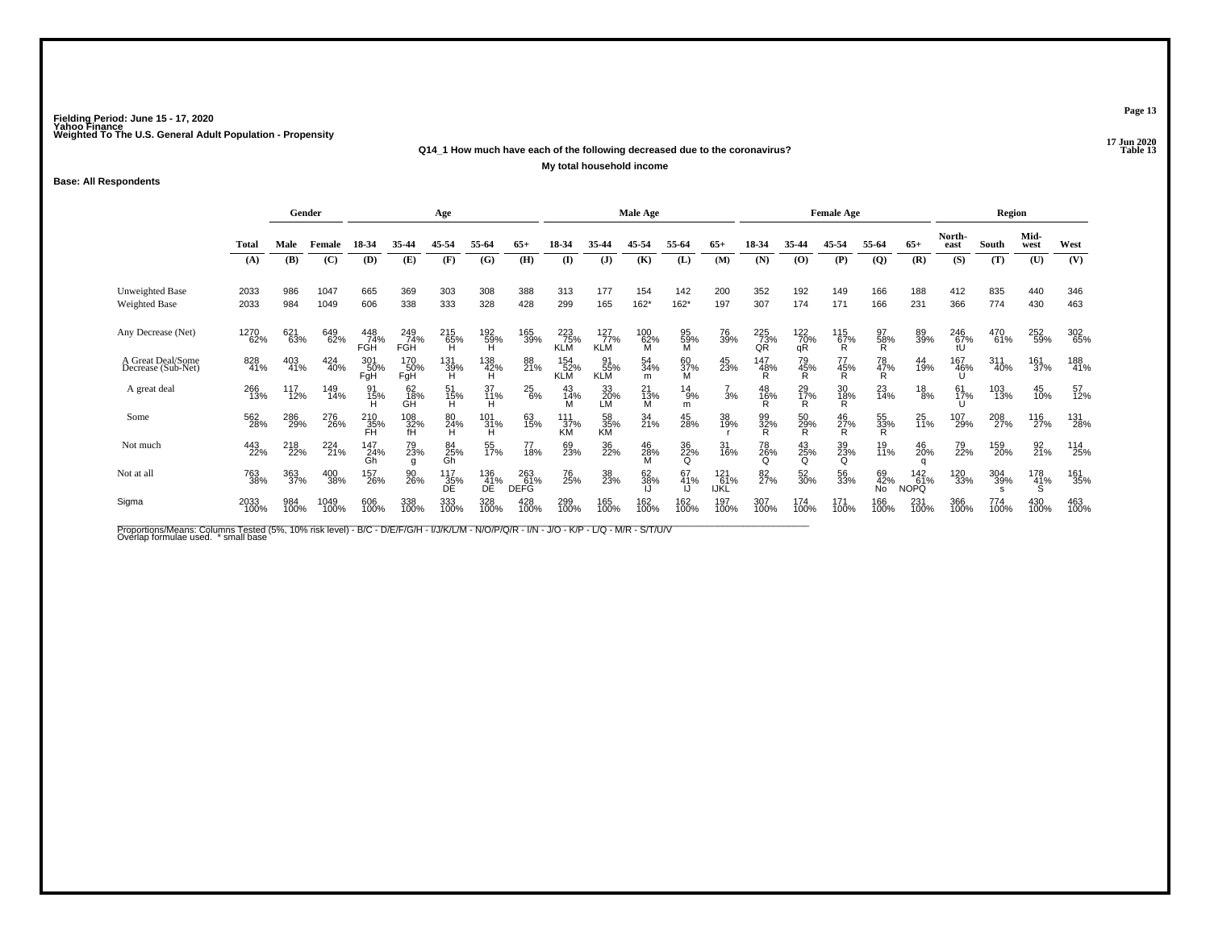Fielding Period: June 15 - 17, 2020
Yahoo Finance
Weighted To The U.S. General Adult Population - Propensity

17 Jun 2020
Table 13

**Q14_1 How much have each of the following decreased due to the coronavirus?**

**My total household income**

**Base: All Respondents**

| | | Gender | | Age | | | | | Male Age | | | | | Female Age | | | | | Region | | | |
|---|---|---|---|---|---|---|---|---|---|---|---|---|---|---|---|---|---|---|---|---|---|---|
| | Total | Male | Female | 18-34 | 35-44 | 45-54 | 55-64 | 65+ | 18-34 | 35-44 | 45-54 | 55-64 | 65+ | 18-34 | 35-44 | 45-54 | 55-64 | 65+ | North-east | South | Mid-west | West |
| | (A) | (B) | (C) | (D) | (E) | (F) | (G) | (H) | (I) | (J) | (K) | (L) | (M) | (N) | (O) | (P) | (Q) | (R) | (S) | (T) | (U) | (V) |
| Unweighted Base | 2033 | 986 | 1047 | 665 | 369 | 303 | 308 | 388 | 313 | 177 | 154 | 142 | 200 | 352 | 192 | 149 | 166 | 188 | 412 | 835 | 440 | 346 |
| Weighted Base | 2033 | 984 | 1049 | 606 | 338 | 333 | 328 | 428 | 299 | 165 | 162* | 162* | 197 | 307 | 174 | 171 | 166 | 231 | 366 | 774 | 430 | 463 |
| Any Decrease (Net) | 1270 62% | 621 63% | 649 62% | 448 74% FGH | 249 74% FGH | 215 65% H | 192 59% H | 165 39% | 223 75% KLM | 127 77% KLM | 100 62% M | 95 59% M | 76 39% | 225 73% QR | 122 70% qR | 115 67% R | 97 58% R | 89 39% | 246 67% tU | 470 61% | 252 59% | 302 65% |
| A Great Deal/Some Decrease (Sub-Net) | 828 41% | 403 41% | 424 40% | 301 50% FgH | 170 50% FgH | 131 39% H | 138 42% H | 88 21% | 154 52% KLM | 91 55% KLM | 54 34% m | 60 37% M | 45 23% | 147 48% R | 79 45% R | 77 45% R | 78 47% R | 44 19% | 167 46% U | 311 40% | 161 37% | 188 41% |
| A great deal | 266 13% | 117 12% | 149 14% | 91 15% H | 62 18% GH | 51 15% H | 37 11% H | 25 6% | 43 14% M | 33 20% LM | 21 13% M | 14 9% m | 7 3% | 48 16% R | 29 17% R | 30 18% R | 23 14% | 18 8% | 61 17% U | 103 13% | 45 10% | 57 12% |
| Some | 562 28% | 286 29% | 276 26% | 210 35% FH | 108 32% fH | 80 24% H | 101 31% H | 63 15% | 111 37% KM | 58 35% KM | 34 21% | 45 28% | 38 19% r | 99 32% R | 50 29% R | 46 27% R | 55 33% R | 25 11% | 107 29% | 208 27% | 116 27% | 131 28% |
| Not much | 443 22% | 218 22% | 224 21% | 147 24% Gh | 79 23% g | 84 25% Gh | 55 17% | 77 18% | 69 23% | 36 22% | 46 28% M | 36 22% Q | 31 16% | 78 26% Q | 43 25% Q | 39 23% Q | 19 11% | 46 20% q | 79 22% | 159 20% | 92 21% | 114 25% |
| Not at all | 763 38% | 363 37% | 400 38% | 157 26% | 90 26% | 117 35% DE | 136 41% DE | 263 61% DEFG | 76 25% | 38 23% | 62 38% IJ | 67 41% IJ | 121 61% IJKL | 82 27% | 52 30% | 56 33% | 69 42% No | 142 61% NOPQ | 120 33% | 304 39% s | 178 41% S | 161 35% |
| Sigma | 2033 100% | 984 100% | 1049 100% | 606 100% | 338 100% | 333 100% | 328 100% | 428 100% | 299 100% | 165 100% | 162 100% | 162 100% | 197 100% | 307 100% | 174 100% | 171 100% | 166 100% | 231 100% | 366 100% | 774 100% | 430 100% | 463 100% |

Proportions/Means: Columns Tested (5%, 10% risk level) - B/C - D/E/F/G/H - I/J/K/L/M - N/O/P/Q/R - I/N - J/O - K/P - L/Q - M/R - S/T/U/V
Overlap formulae used. * small base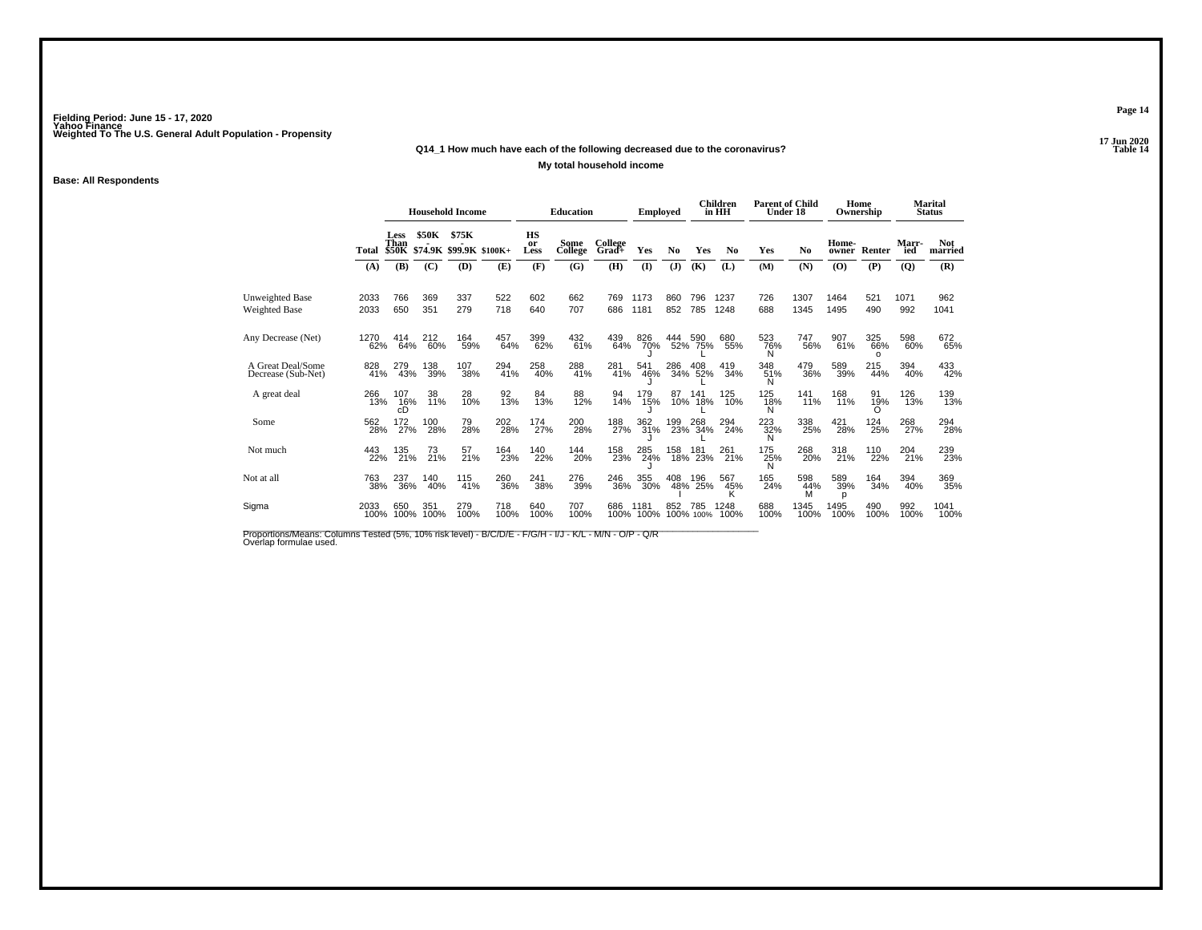Fielding Period: June 15 - 17, 2020
Yahoo Finance
Weighted To The U.S. General Adult Population - Propensity

17 Jun 2020
Table 14

**Q14_1 How much have each of the following decreased due to the coronavirus?**

**My total household income**

**Base: All Respondents**

| | Total | Household Income: Less Than $50K | Household Income: $50K - $74.9K | Household Income: $75K - $99.9K | Household Income: $100K+ | Education: HS or Less | Education: Some College | Education: College Grad+ | Employed: Yes | Employed: No | Children in HH: Yes | Children in HH: No | Parent of Child Under 18: Yes | Parent of Child Under 18: No | Home Ownership: Home-owner | Home Ownership: Renter | Marital Status: Marr-ied | Marital Status: Not married |
|---|---|---|---|---|---|---|---|---|---|---|---|---|---|---|---|---|---|---|
| | (A) | (B) | (C) | (D) | (E) | (F) | (G) | (H) | (I) | (J) | (K) | (L) | (M) | (N) | (O) | (P) | (Q) | (R) |
| Unweighted Base | 2033 | 766 | 369 | 337 | 522 | 602 | 662 | 769 | 1173 | 860 | 796 | 1237 | 726 | 1307 | 1464 | 521 | 1071 | 962 |
| Weighted Base | 2033 | 650 | 351 | 279 | 718 | 640 | 707 | 686 | 1181 | 852 | 785 | 1248 | 688 | 1345 | 1495 | 490 | 992 | 1041 |
| Any Decrease (Net) | 1270 62% | 414 64% | 212 60% | 164 59% | 457 64% | 399 62% | 432 61% | 439 64% | 826 70% J | 444 52% | 590 75% L | 680 55% | 523 76% N | 747 56% | 907 61% | 325 66% o | 598 60% | 672 65% |
| A Great Deal/Some Decrease (Sub-Net) | 828 41% | 279 43% | 138 39% | 107 38% | 294 41% | 258 40% | 288 41% | 281 41% | 541 46% J | 286 34% | 408 52% L | 419 34% | 348 51% N | 479 36% | 589 39% | 215 44% | 394 40% | 433 42% |
| A great deal | 266 13% | 107 16% cD | 38 11% | 28 10% | 92 13% | 84 13% | 88 12% | 94 14% | 179 15% J | 87 10% | 141 18% L | 125 10% | 125 18% N | 141 11% | 168 11% | 91 19% O | 126 13% | 139 13% |
| Some | 562 28% | 172 27% | 100 28% | 79 28% | 202 28% | 174 27% | 200 28% | 188 27% | 362 31% J | 199 23% | 268 34% L | 294 24% | 223 32% N | 338 25% | 421 28% | 124 25% | 268 27% | 294 28% |
| Not much | 443 22% | 135 21% | 73 21% | 57 21% | 164 23% | 140 22% | 144 20% | 158 23% | 285 24% J | 158 18% | 181 23% | 261 21% | 175 25% N | 268 20% | 318 21% | 110 22% | 204 21% | 239 23% |
| Not at all | 763 38% | 237 36% | 140 40% | 115 41% | 260 36% | 241 38% | 276 39% | 246 36% | 355 30% | 408 48% I | 196 25% | 567 45% K | 165 24% | 598 44% M | 589 39% p | 164 34% | 394 40% | 369 35% |
| Sigma | 2033 100% | 650 100% | 351 100% | 279 100% | 718 100% | 640 100% | 707 100% | 686 100% | 1181 100% | 852 100% | 785 100% | 1248 100% | 688 100% | 1345 100% | 1495 100% | 490 100% | 992 100% | 1041 100% |

Proportions/Means: Columns Tested (5%, 10% risk level) - B/C/D/E - F/G/H - I/J - K/L - M/N - O/P - Q/R
Overlap formulae used.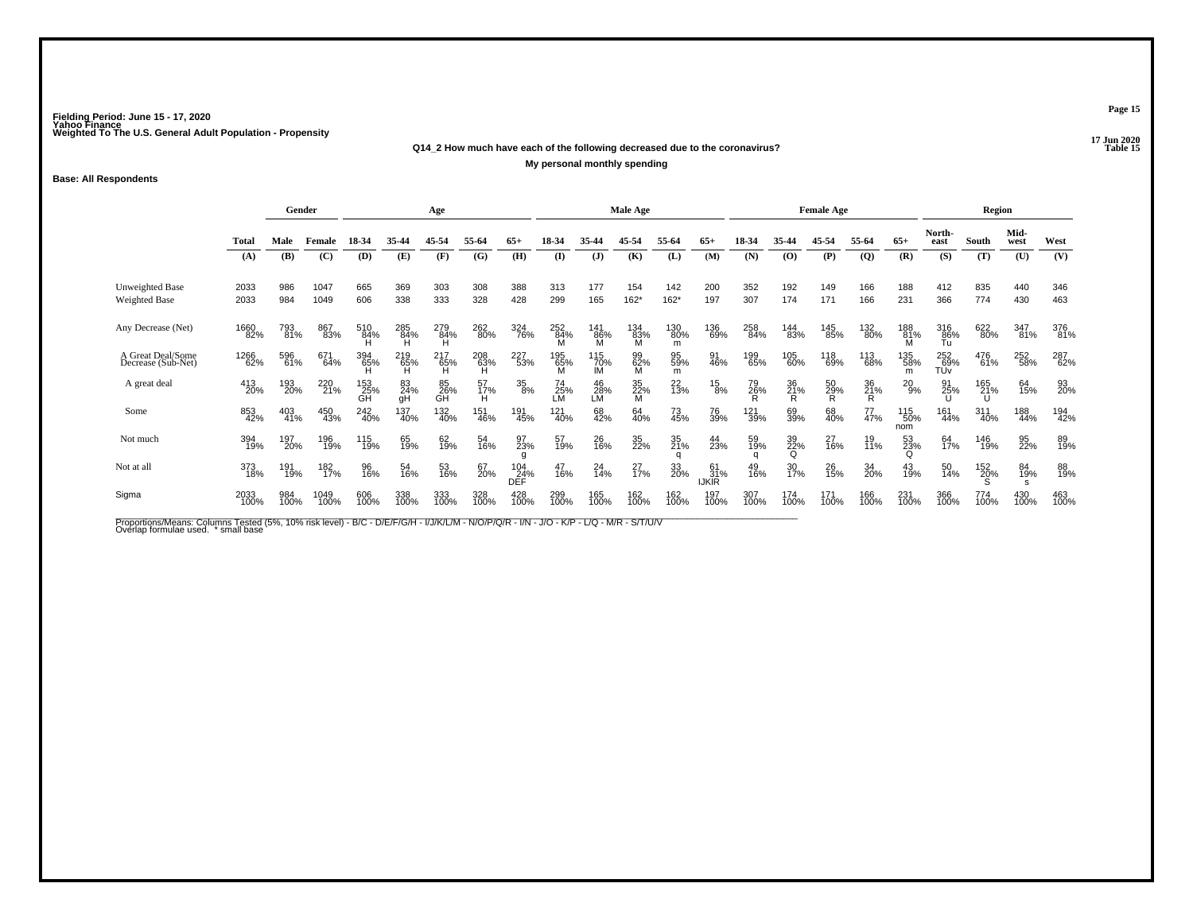Fielding Period: June 15 - 17, 2020
Yahoo Finance
Weighted To The U.S. General Adult Population - Propensity

17 Jun 2020
Table 15

**Q14_2 How much have each of the following decreased due to the coronavirus?**

**My personal monthly spending**

**Base: All Respondents**

| | | Gender | | Age | | | | | Male Age | | | | | Female Age | | | | | Region | | | |
|---|---|---|---|---|---|---|---|---|---|---|---|---|---|---|---|---|---|---|---|---|---|---|
| | Total | Male | Female | 18-34 | 35-44 | 45-54 | 55-64 | 65+ | 18-34 | 35-44 | 45-54 | 55-64 | 65+ | 18-34 | 35-44 | 45-54 | 55-64 | 65+ | North-east | South | Mid-west | West |
| | (A) | (B) | (C) | (D) | (E) | (F) | (G) | (H) | (I) | (J) | (K) | (L) | (M) | (N) | (O) | (P) | (Q) | (R) | (S) | (T) | (U) | (V) |
| Unweighted Base | 2033 | 986 | 1047 | 665 | 369 | 303 | 308 | 388 | 313 | 177 | 154 | 142 | 200 | 352 | 192 | 149 | 166 | 188 | 412 | 835 | 440 | 346 |
| Weighted Base | 2033 | 984 | 1049 | 606 | 338 | 333 | 328 | 428 | 299 | 165 | 162* | 162* | 197 | 307 | 174 | 171 | 166 | 231 | 366 | 774 | 430 | 463 |
| Any Decrease (Net) | 1660 82% | 793 81% | 867 83% | 510 84% H | 285 84% H | 279 84% H | 262 80% | 324 76% | 252 84% M | 141 86% M | 134 83% M | 130 80% m | 136 69% | 258 84% | 144 83% | 145 85% | 132 80% | 188 81% M | 316 86% Tu | 622 80% | 347 81% | 376 81% |
| A Great Deal/Some Decrease (Sub-Net) | 1266 62% | 596 61% | 671 64% | 394 65% H | 219 65% H | 217 65% H | 208 63% H | 227 53% | 195 65% M | 115 70% lM | 99 62% M | 95 59% m | 91 46% | 199 65% | 105 60% | 118 69% | 113 68% | 135 58% m | 252 69% TUv | 476 61% | 252 58% | 287 62% |
| A great deal | 413 20% | 193 20% | 220 21% | 153 25% GH | 83 24% gH | 85 26% GH | 57 17% H | 35 8% | 74 25% LM | 46 28% LM | 35 22% M | 22 13% | 15 8% | 79 26% R | 36 21% R | 50 29% R | 36 21% R | 20 9% | 91 25% U | 165 21% U | 64 15% | 93 20% |
| Some | 853 42% | 403 41% | 450 43% | 242 40% | 137 40% | 132 40% | 151 46% | 191 45% | 121 40% | 68 42% | 64 40% | 73 45% | 76 39% | 121 39% | 69 39% | 68 40% | 77 47% | 115 50% nom | 161 44% | 311 40% | 188 44% | 194 42% |
| Not much | 394 19% | 197 20% | 196 19% | 115 19% | 65 19% | 62 19% | 54 16% | 97 23% g | 57 19% | 26 16% | 35 22% | 35 21% q | 44 23% | 59 19% q | 39 22% Q | 27 16% | 19 11% | 53 23% Q | 64 17% | 146 19% | 95 22% | 89 19% |
| Not at all | 373 18% | 191 19% | 182 17% | 96 16% | 54 16% | 53 16% | 67 20% | 104 24% DEF | 47 16% | 24 14% | 27 17% | 33 20% | 61 31% IJKlR | 49 16% | 30 17% | 26 15% | 34 20% | 43 19% | 50 14% | 152 20% S | 84 19% s | 88 19% |
| Sigma | 2033 100% | 984 100% | 1049 100% | 606 100% | 338 100% | 333 100% | 328 100% | 428 100% | 299 100% | 165 100% | 162 100% | 162 100% | 197 100% | 307 100% | 174 100% | 171 100% | 166 100% | 231 100% | 366 100% | 774 100% | 430 100% | 463 100% |

Proportions/Means: Columns Tested (5%, 10% risk level) - B/C - D/E/F/G/H - I/J/K/L/M - N/O/P/Q/R - I/N - J/O - K/P - L/Q - M/R - S/T/U/V
Overlap formulae used. * small base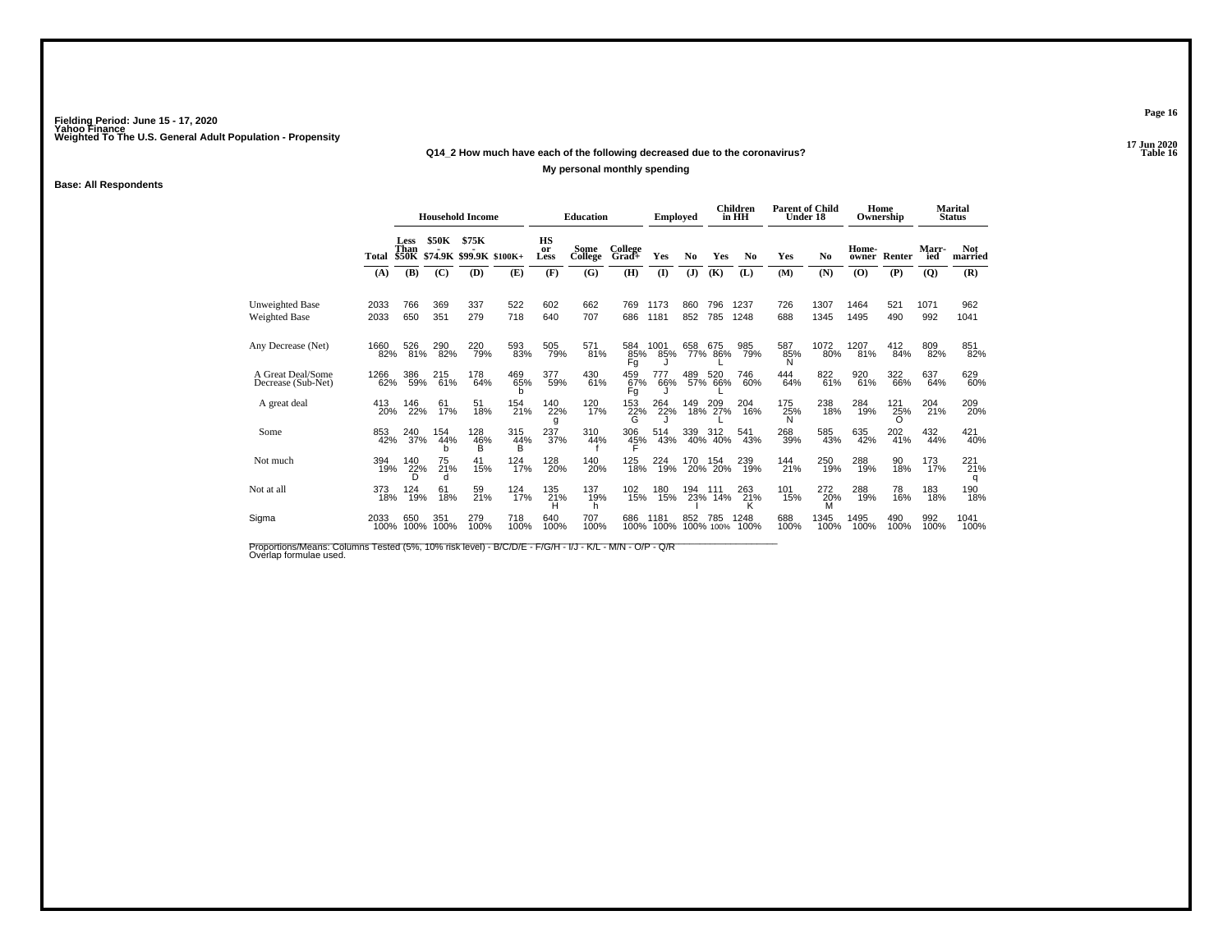Fielding Period: June 15 - 17, 2020
Yahoo Finance
Weighted To The U.S. General Adult Population - Propensity

17 Jun 2020
Table 16

**Q14_2 How much have each of the following decreased due to the coronavirus?**

**My personal monthly spending**

**Base: All Respondents**

| | | Household Income | | | | Education | | | Employed | | Children in HH | | Parent of Child Under 18 | | Home Ownership | | Marital Status | |
|---|---|---|---|---|---|---|---|---|---|---|---|---|---|---|---|---|---|---|
| | Total | Less Than $50K | $50K - $74.9K | $75K - $99.9K | $100K+ | HS or Less | Some College | College Grad+ | Yes | No | Yes | No | Yes | No | Home-owner | Renter | Marr-ied | Not married |
| | (A) | (B) | (C) | (D) | (E) | (F) | (G) | (H) | (I) | (J) | (K) | (L) | (M) | (N) | (O) | (P) | (Q) | (R) |
| Unweighted Base | 2033 | 766 | 369 | 337 | 522 | 602 | 662 | 769 | 1173 | 860 | 796 | 1237 | 726 | 1307 | 1464 | 521 | 1071 | 962 |
| Weighted Base | 2033 | 650 | 351 | 279 | 718 | 640 | 707 | 686 | 1181 | 852 | 785 | 1248 | 688 | 1345 | 1495 | 490 | 992 | 1041 |
| Any Decrease (Net) | 1660 82% | 526 81% | 290 82% | 220 79% | 593 83% | 505 79% | 571 81% | 584 85% Fg | 1001 85% J | 658 77% | 675 86% L | 985 79% | 587 85% N | 1072 80% | 1207 81% | 412 84% | 809 82% | 851 82% |
| A Great Deal/Some Decrease (Sub-Net) | 1266 62% | 386 59% | 215 61% | 178 64% | 469 65% b | 377 59% | 430 61% | 459 67% Fg | 777 66% J | 489 57% | 520 66% L | 746 60% | 444 64% | 822 61% | 920 61% | 322 66% | 637 64% | 629 60% |
| A great deal | 413 20% | 146 22% | 61 17% | 51 18% | 154 21% | 140 22% g | 120 17% | 153 22% G | 264 22% J | 149 18% | 209 27% L | 204 16% | 175 25% N | 238 18% | 284 19% | 121 25% O | 204 21% | 209 20% |
| Some | 853 42% | 240 37% | 154 44% b | 128 46% B | 315 44% B | 237 37% | 310 44% f | 306 45% F | 514 43% | 339 40% | 312 40% | 541 43% | 268 39% | 585 43% | 635 42% | 202 41% | 432 44% | 421 40% |
| Not much | 394 19% | 140 22% D | 75 21% d | 41 15% | 124 17% | 128 20% | 140 20% | 125 18% | 224 19% | 170 20% | 154 20% | 239 19% | 144 21% | 250 19% | 288 19% | 90 18% | 173 17% | 221 21% q |
| Not at all | 373 18% | 124 19% | 61 18% | 59 21% | 124 17% | 135 21% H | 137 19% h | 102 15% | 180 15% | 194 23% I | 111 14% | 263 21% K | 101 15% | 272 20% M | 288 19% | 78 16% | 183 18% | 190 18% |
| Sigma | 2033 100% | 650 100% | 351 100% | 279 100% | 718 100% | 640 100% | 707 100% | 686 100% | 1181 100% | 852 100% | 785 100% | 1248 100% | 688 100% | 1345 100% | 1495 100% | 490 100% | 992 100% | 1041 100% |

Proportions/Means: Columns Tested (5%, 10% risk level) - B/C/D/E - F/G/H - I/J - K/L - M/N - O/P - Q/R
Overlap formulae used.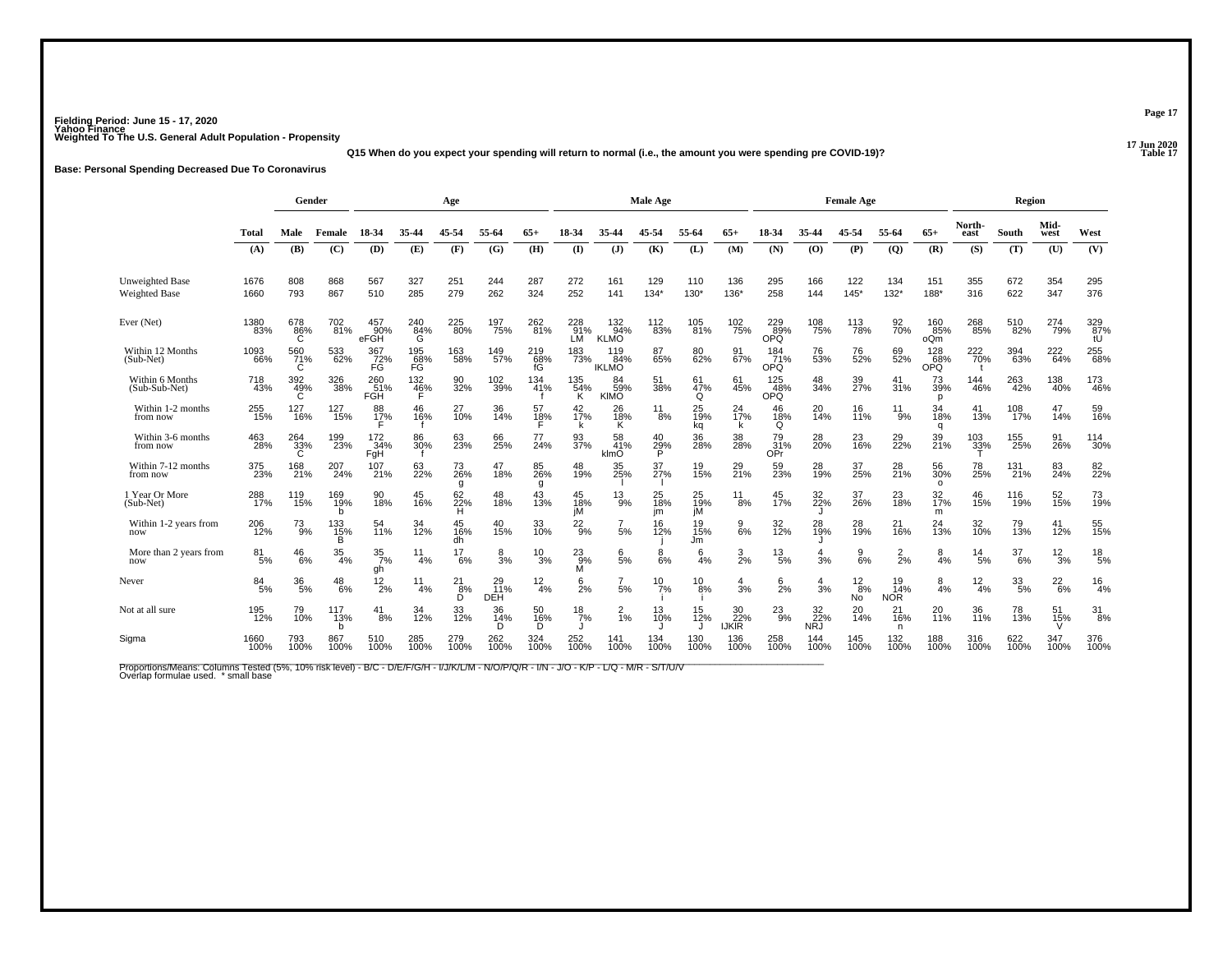Fielding Period: June 15 - 17, 2020
Yahoo Finance
Weighted To The U.S. General Adult Population - Propensity

17 Jun 2020
Table 17

Q15 When do you expect your spending will return to normal (i.e., the amount you were spending pre COVID-19)?

**Base: Personal Spending Decreased Due To Coronavirus**

| | | Gender | | Age | | | | | Male Age | | | | | Female Age | | | | | Region | | | |
|---|---|---|---|---|---|---|---|---|---|---|---|---|---|---|---|---|---|---|---|---|---|---|
| | Total | Male | Female | 18-34 | 35-44 | 45-54 | 55-64 | 65+ | 18-34 | 35-44 | 45-54 | 55-64 | 65+ | 18-34 | 35-44 | 45-54 | 55-64 | 65+ | North-east | South | Mid-west | West |
| | (A) | (B) | (C) | (D) | (E) | (F) | (G) | (H) | (I) | (J) | (K) | (L) | (M) | (N) | (O) | (P) | (Q) | (R) | (S) | (T) | (U) | (V) |
| Unweighted Base | 1676 | 808 | 868 | 567 | 327 | 251 | 244 | 287 | 272 | 161 | 129 | 110 | 136 | 295 | 166 | 122 | 134 | 151 | 355 | 672 | 354 | 295 |
| Weighted Base | 1660 | 793 | 867 | 510 | 285 | 279 | 262 | 324 | 252 | 141 | 134* | 130* | 136* | 258 | 144 | 145* | 132* | 188* | 316 | 622 | 347 | 376 |
| Ever (Net) | 1380 83% | 678 86% C | 702 81% | 457 90% eFGH | 240 84% G | 225 80% | 197 75% | 262 81% | 228 91% LM | 132 94% KLMO | 112 83% | 105 81% | 102 75% | 229 89% OPQ | 108 75% | 113 78% | 92 70% | 160 85% oQm | 268 85% | 510 82% | 274 79% | 329 87% tU |
| Within 12 Months (Sub-Net) | 1093 66% | 560 71% C | 533 62% | 367 72% FG | 195 68% FG | 163 58% | 149 57% | 219 68% fG | 183 73% | 119 84% IKLMO | 87 65% | 80 62% | 91 67% | 184 71% OPQ | 76 53% | 76 52% | 69 52% | 128 68% OPQ | 222 70% t | 394 63% | 222 64% | 255 68% |
| Within 6 Months (Sub-Sub-Net) | 718 43% | 392 49% C | 326 38% | 260 51% FGH | 132 46% F | 90 32% | 102 39% | 134 41% f | 135 54% K | 84 59% KlMO | 51 38% | 61 47% Q | 61 45% | 125 48% OPQ | 48 34% | 39 27% | 41 31% | 73 39% p | 144 46% | 263 42% | 138 40% | 173 46% |
| Within 1-2 months from now | 255 15% | 127 16% | 127 15% | 88 17% F | 46 16% f | 27 10% | 36 14% | 57 18% F | 42 17% k | 26 18% K | 11 8% | 25 19% kq | 24 17% k | 46 18% Q | 20 14% | 16 11% | 11 9% | 34 18% q | 41 13% | 108 17% | 47 14% | 59 16% |
| Within 3-6 months from now | 463 28% | 264 33% C | 199 23% | 172 34% FgH | 86 30% f | 63 23% | 66 25% | 77 24% | 93 37% | 58 41% klmO | 40 29% P | 36 28% | 38 28% | 79 31% OPr | 28 20% | 23 16% | 29 22% | 39 21% | 103 33% T | 155 25% | 91 26% | 114 30% |
| Within 7-12 months from now | 375 23% | 168 21% | 207 24% | 107 21% | 63 22% | 73 26% g | 47 18% | 85 26% g | 48 19% | 35 25% l | 37 27% l | 19 15% | 29 21% | 59 23% | 28 19% | 37 25% | 28 21% | 56 30% o | 78 25% | 131 21% | 83 24% | 82 22% |
| 1 Year Or More (Sub-Net) | 288 17% | 119 15% | 169 19% b | 90 18% | 45 16% | 62 22% H | 48 18% | 43 13% | 45 18% jM | 13 9% | 25 18% jm | 25 19% jM | 11 8% | 45 17% | 32 22% J | 37 26% | 23 18% | 32 17% m | 46 15% | 116 19% | 52 15% | 73 19% |
| Within 1-2 years from now | 206 12% | 73 9% | 133 15% B | 54 11% | 34 12% | 45 16% dh | 40 15% | 33 10% | 22 9% | 7 5% | 16 12% j | 19 15% Jm | 9 6% | 32 12% | 28 19% J | 28 19% | 21 16% | 24 13% | 32 10% | 79 13% | 41 12% | 55 15% |
| More than 2 years from now | 81 5% | 46 6% | 35 4% | 35 7% gh | 11 4% | 17 6% | 8 3% | 10 3% | 23 9% M | 6 5% | 8 6% | 6 4% | 3 2% | 13 5% | 4 3% | 9 6% | 2 2% | 8 4% | 14 5% | 37 6% | 12 3% | 18 5% |
| Never | 84 5% | 36 5% | 48 6% | 12 2% | 11 4% | 21 8% D | 29 11% DEH | 12 4% | 6 2% | 7 5% | 10 7% i | 10 8% i | 4 3% | 6 2% | 4 3% | 12 8% No | 19 14% NOR | 8 4% | 12 4% | 33 5% | 22 6% | 16 4% |
| Not at all sure | 195 12% | 79 10% | 117 13% b | 41 8% | 34 12% | 33 12% | 36 14% D | 50 16% D | 18 7% J | 2 1% | 13 10% J | 15 12% J | 30 22% IJKlR | 23 9% | 32 22% NRJ | 20 14% | 21 16% n | 20 11% | 36 11% | 78 13% | 51 15% V | 31 8% |
| Sigma | 1660 100% | 793 100% | 867 100% | 510 100% | 285 100% | 279 100% | 262 100% | 324 100% | 252 100% | 141 100% | 134 100% | 130 100% | 136 100% | 258 100% | 144 100% | 145 100% | 132 100% | 188 100% | 316 100% | 622 100% | 347 100% | 376 100% |

Proportions/Means: Columns Tested (5%, 10% risk level) - B/C - D/E/F/G/H - I/J/K/L/M - N/O/P/Q/R - I/N - J/O - K/P - L/Q - M/R - S/T/U/V
Overlap formulae used. * small base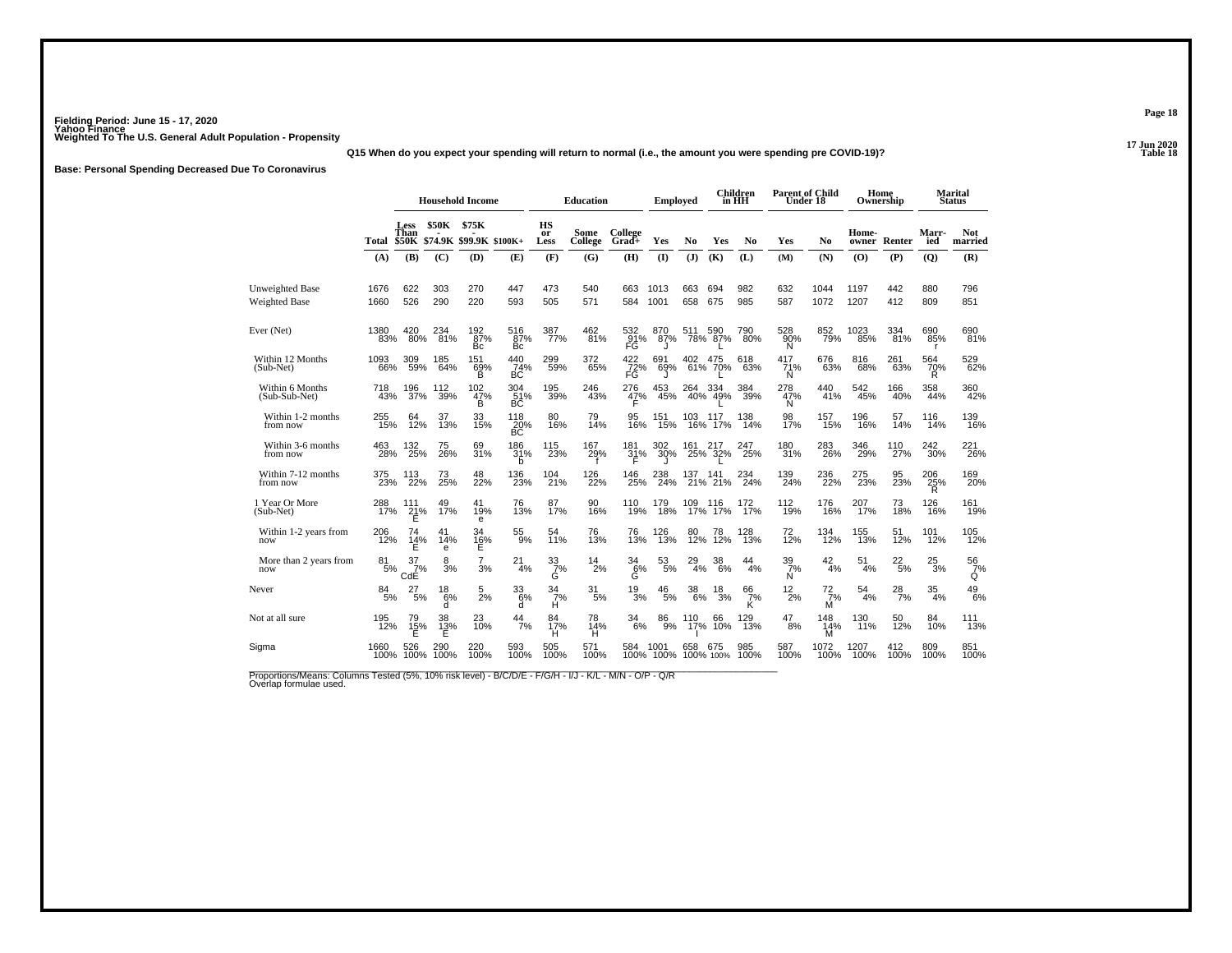Fielding Period: June 15 - 17, 2020
Yahoo Finance
Weighted To The U.S. General Adult Population - Propensity

17 Jun 2020
Table 18

**Q15 When do you expect your spending will return to normal (i.e., the amount you were spending pre COVID-19)?**

**Base: Personal Spending Decreased Due To Coronavirus**

| | | Household Income | | | | Education | | | Employed | | Children in HH | | Parent of Child Under 18 | | Home Ownership | | Marital Status | |
|---|---|---|---|---|---|---|---|---|---|---|---|---|---|---|---|---|---|---|
| | Total | Less Than $50K | $50K - $74.9K | $75K - $99.9K | $100K+ | HS or Less | Some College | College Grad+ | Yes | No | Yes | No | Yes | No | Home-owner | Renter | Marr-ied | Not married |
| | (A) | (B) | (C) | (D) | (E) | (F) | (G) | (H) | (I) | (J) | (K) | (L) | (M) | (N) | (O) | (P) | (Q) | (R) |
| Unweighted Base | 1676 | 622 | 303 | 270 | 447 | 473 | 540 | 663 | 1013 | 663 | 694 | 982 | 632 | 1044 | 1197 | 442 | 880 | 796 |
| Weighted Base | 1660 | 526 | 290 | 220 | 593 | 505 | 571 | 584 | 1001 | 658 | 675 | 985 | 587 | 1072 | 1207 | 412 | 809 | 851 |
| Ever (Net) | 1380 83% | 420 80% | 234 81% | 192 87% Bc | 516 87% Bc | 387 77% | 462 81% | 532 91% FG | 870 87% J | 511 78% | 590 87% L | 790 80% | 528 90% N | 852 79% | 1023 85% | 334 81% | 690 85% r | 690 81% |
| Within 12 Months (Sub-Net) | 1093 66% | 309 59% | 185 64% | 151 69% B | 440 74% BC | 299 59% | 372 65% | 422 72% FG | 691 69% J | 402 61% | 475 70% L | 618 63% | 417 71% N | 676 63% | 816 68% | 261 63% | 564 70% R | 529 62% |
| Within 6 Months (Sub-Sub-Net) | 718 43% | 196 37% | 112 39% | 102 47% B | 304 51% BC | 195 39% | 246 43% | 276 47% F | 453 45% | 264 40% | 334 49% L | 384 39% | 278 47% N | 440 41% | 542 45% | 166 40% | 358 44% | 360 42% |
| Within 1-2 months from now | 255 15% | 64 12% | 37 13% | 33 15% | 118 20% BC | 80 16% | 79 14% | 95 16% | 151 15% | 103 16% | 117 17% | 138 14% | 98 17% | 157 15% | 196 16% | 57 14% | 116 14% | 139 16% |
| Within 3-6 months from now | 463 28% | 132 25% | 75 26% | 69 31% | 186 31% b | 115 23% | 167 29% f | 181 31% F | 302 30% J | 161 25% | 217 32% L | 247 25% | 180 31% | 283 26% | 346 29% | 110 27% | 242 30% | 221 26% |
| Within 7-12 months from now | 375 23% | 113 22% | 73 25% | 48 22% | 136 23% | 104 21% | 126 22% | 146 25% | 238 24% | 137 21% | 141 21% | 234 24% | 139 24% | 236 22% | 275 23% | 95 23% | 206 25% R | 169 20% |
| 1 Year Or More (Sub-Net) | 288 17% | 111 21% E | 49 17% | 41 19% e | 76 13% | 87 17% | 90 16% | 110 19% | 179 18% | 109 17% | 116 17% | 172 17% | 112 19% | 176 16% | 207 17% | 73 18% | 126 16% | 161 19% |
| Within 1-2 years from now | 206 12% | 74 14% E | 41 14% e | 34 16% E | 55 9% | 54 11% | 76 13% | 76 13% | 126 13% | 80 12% | 78 12% | 128 13% | 72 12% | 134 12% | 155 13% | 51 12% | 101 12% | 105 12% |
| More than 2 years from now | 81 5% | 37 7% CdE | 8 3% | 7 3% | 21 4% | 33 7% G | 14 2% | 34 6% G | 53 5% | 29 4% | 38 6% | 44 4% | 39 7% N | 42 4% | 51 4% | 22 5% | 25 3% | 56 7% Q |
| Never | 84 5% | 27 5% | 18 6% d | 5 2% | 33 6% d | 34 7% H | 31 5% | 19 3% | 46 5% | 38 6% | 18 3% | 66 7% K | 12 2% | 72 7% M | 54 4% | 28 7% | 35 4% | 49 6% |
| Not at all sure | 195 12% | 79 15% E | 38 13% E | 23 10% | 44 7% | 84 17% H | 78 14% H | 34 6% | 86 9% | 110 17% I | 66 10% | 129 13% | 47 8% | 148 14% M | 130 11% | 50 12% | 84 10% | 111 13% |
| Sigma | 1660 100% | 526 100% | 290 100% | 220 100% | 593 100% | 505 100% | 571 100% | 584 100% | 1001 100% | 658 100% | 675 100% | 985 100% | 587 100% | 1072 100% | 1207 100% | 412 100% | 809 100% | 851 100% |

Proportions/Means: Columns Tested (5%, 10% risk level) - B/C/D/E - F/G/H - I/J - K/L - M/N - O/P - Q/R
Overlap formulae used.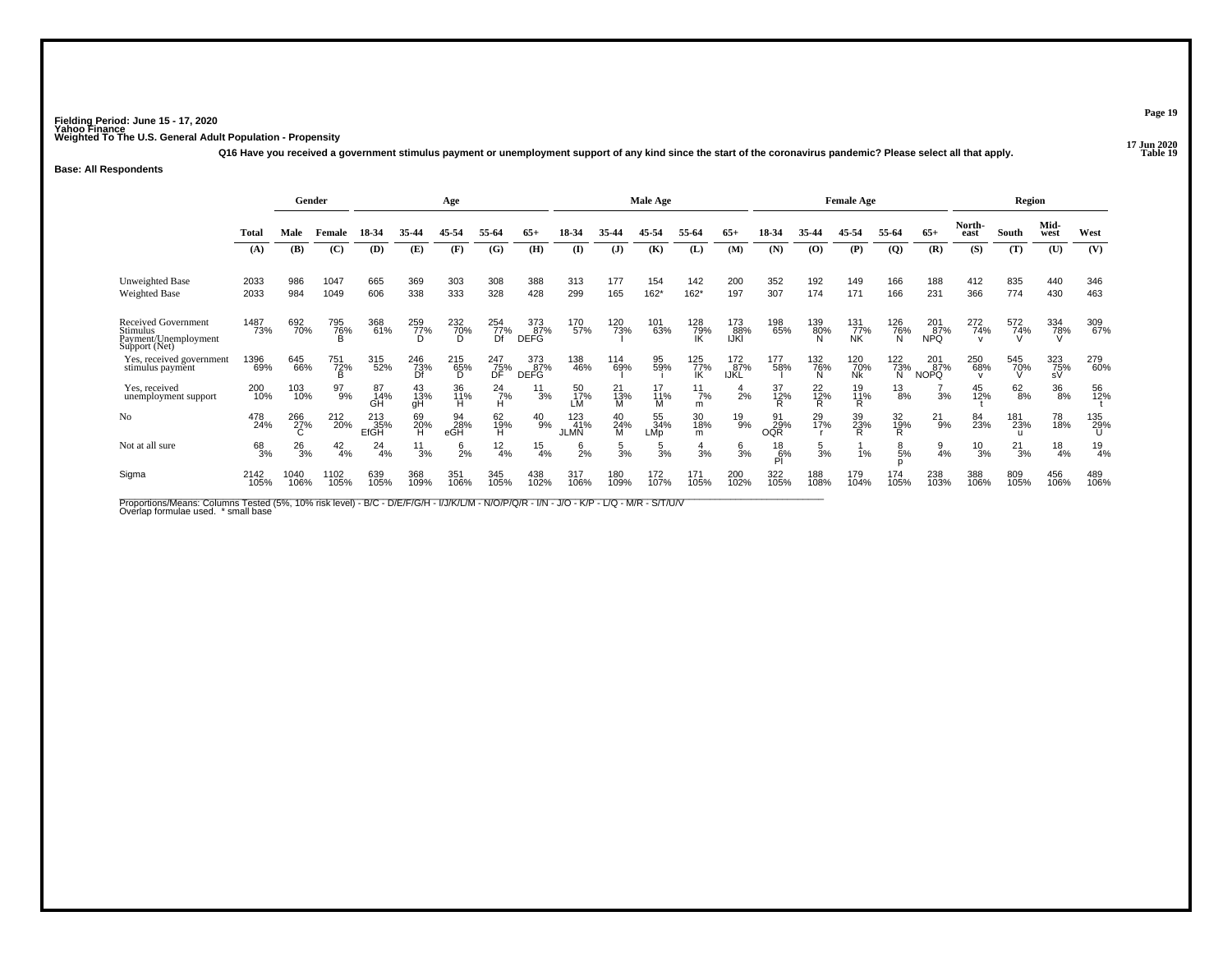**Fielding Period: June 15 - 17, 2020**
**Yahoo Finance**
**Weighted To The U.S. General Adult Population - Propensity**

**17 Jun 2020**
**Table 19**

**Q16 Have you received a government stimulus payment or unemployment support of any kind since the start of the coronavirus pandemic? Please select all that apply.**

**Base: All Respondents**

| | Total | Gender | | Age | | | | | Male Age | | | | | Female Age | | | | | Region | | | |
|---|---|---|---|---|---|---|---|---|---|---|---|---|---|---|---|---|---|---|---|---|---|---|
| | Total | Male | Female | 18-34 | 35-44 | 45-54 | 55-64 | 65+ | 18-34 | 35-44 | 45-54 | 55-64 | 65+ | 18-34 | 35-44 | 45-54 | 55-64 | 65+ | North-east | South | Mid-west | West |
| | (A) | (B) | (C) | (D) | (E) | (F) | (G) | (H) | (I) | (J) | (K) | (L) | (M) | (N) | (O) | (P) | (Q) | (R) | (S) | (T) | (U) | (V) |
| Unweighted Base | 2033 | 986 | 1047 | 665 | 369 | 303 | 308 | 388 | 313 | 177 | 154 | 142 | 200 | 352 | 192 | 149 | 166 | 188 | 412 | 835 | 440 | 346 |
| Weighted Base | 2033 | 984 | 1049 | 606 | 338 | 333 | 328 | 428 | 299 | 165 | 162* | 162* | 197 | 307 | 174 | 171 | 166 | 231 | 366 | 774 | 430 | 463 |
| Received Government Stimulus Payment/Unemployment Support (Net) | 1487 | 692 | 795 | 368 | 259 | 232 | 254 | 373 | 170 | 120 | 101 | 128 | 173 | 198 | 139 | 131 | 126 | 201 | 272 | 572 | 334 | 309 |
| | 73% | 70% | 76% | 61% | 77% | 70% | 77% | 87% | 57% | 73% | 63% | 79% | 88% | 65% | 80% | 77% | 76% | 87% | 74% | 74% | 78% | 67% |
| | | | B | | D | D | Df | DEFG | | I | | IK | IJKl | | N | NK | N | NPQ | v | V | V | |
| Yes, received government stimulus payment | 1396 | 645 | 751 | 315 | 246 | 215 | 247 | 373 | 138 | 114 | 95 | 125 | 172 | 177 | 132 | 120 | 122 | 201 | 250 | 545 | 323 | 279 |
| | 69% | 66% | 72% | 52% | 73% | 65% | 75% | 87% | 46% | 69% | 59% | 77% | 87% | 58% | 76% | 70% | 73% | 87% | 68% | 70% | 75% | 60% |
| | | | B | | Df | D | DF | DEFG | | I | i | IK | IJKL | I | N | Nk | N | NOPQ | v | V | sV | |
| Yes, received unemployment support | 200 | 103 | 97 | 87 | 43 | 36 | 24 | 11 | 50 | 21 | 17 | 11 | 4 | 37 | 22 | 19 | 13 | 7 | 45 | 62 | 36 | 56 |
| | 10% | 10% | 9% | 14% | 13% | 11% | 7% | 3% | 17% | 13% | 11% | 7% | 2% | 12% | 12% | 11% | 8% | 3% | 12% | 8% | 8% | 12% |
| | | | | GH | gH | H | H | | LM | M | M | m | | R | R | R | | | t | | | t |
| No | 478 | 266 | 212 | 213 | 69 | 94 | 62 | 40 | 123 | 40 | 55 | 30 | 19 | 91 | 29 | 39 | 32 | 21 | 84 | 181 | 78 | 135 |
| | 24% | 27% | 20% | 35% | 20% | 28% | 19% | 9% | 41% | 24% | 34% | 18% | 9% | 29% | 17% | 23% | 19% | 9% | 23% | 23% | 18% | 29% |
| | | C | | EfGH | H | eGH | H | | JLMN | M | LMp | m | | OQR | r | R | R | | | u | | U |
| Not at all sure | 68 | 26 | 42 | 24 | 11 | 6 | 12 | 15 | 6 | 5 | 5 | 4 | 6 | 18 | 5 | 1 | 8 | 9 | 10 | 21 | 18 | 19 |
| | 3% | 3% | 4% | 4% | 3% | 2% | 4% | 4% | 2% | 3% | 3% | 3% | 3% | 6% | 3% | 1% | 5% | 4% | 3% | 3% | 4% | 4% |
| | | | | | | | | | | | | | | PI | | | p | | | | | |
| Sigma | 2142 | 1040 | 1102 | 639 | 368 | 351 | 345 | 438 | 317 | 180 | 172 | 171 | 200 | 322 | 188 | 179 | 174 | 238 | 388 | 809 | 456 | 489 |
| | 105% | 106% | 105% | 105% | 109% | 106% | 105% | 102% | 106% | 109% | 107% | 105% | 102% | 105% | 108% | 104% | 105% | 103% | 106% | 105% | 106% | 106% |

Proportions/Means: Columns Tested (5%, 10% risk level) - B/C - D/E/F/G/H - I/J/K/L/M - N/O/P/Q/R - I/N - J/O - K/P - L/Q - M/R - S/T/U/V
Overlap formulae used. * small base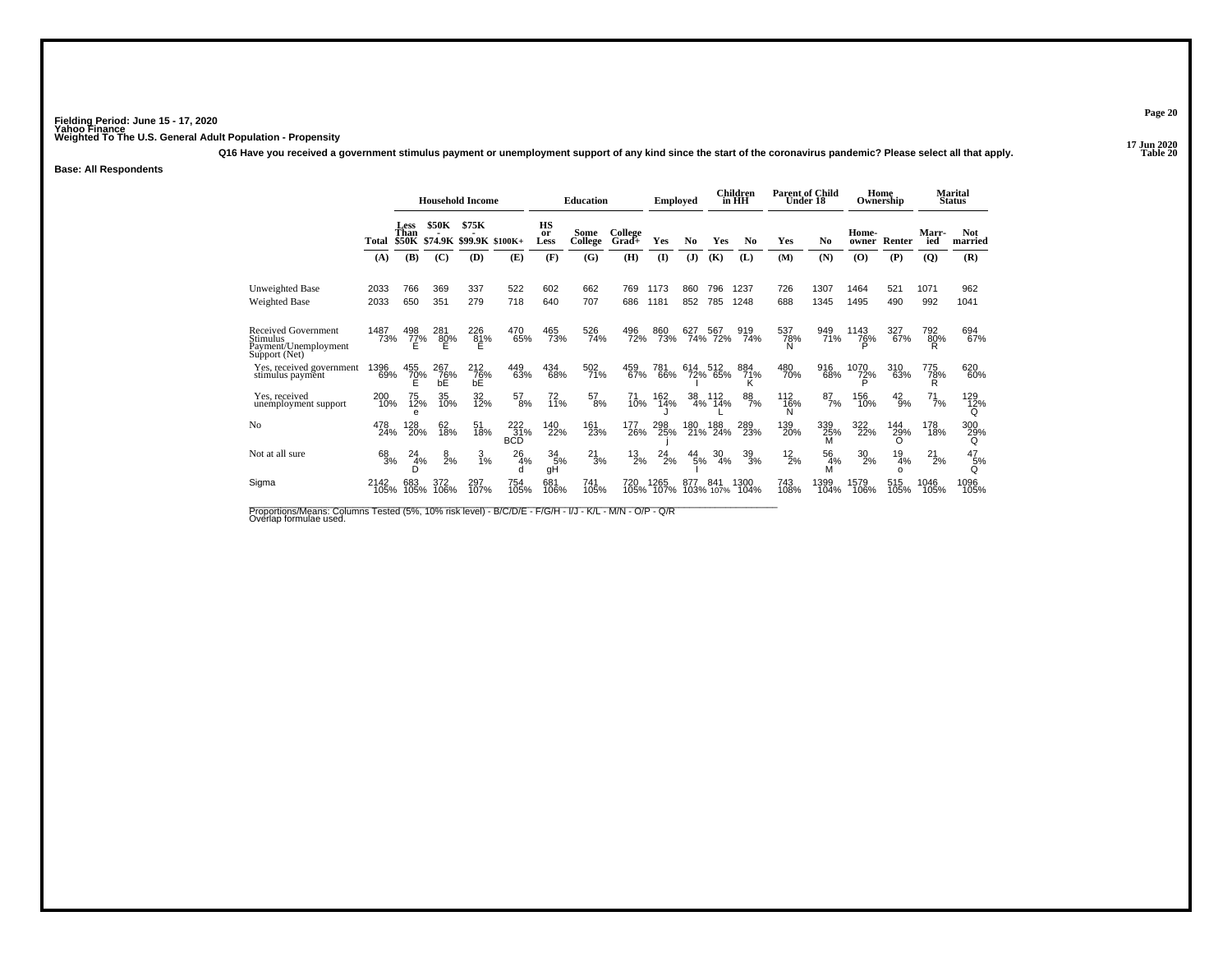Fielding Period: June 15 - 17, 2020
Yahoo Finance
Weighted To The U.S. General Adult Population - Propensity

17 Jun 2020
Table 20

Q16 Have you received a government stimulus payment or unemployment support of any kind since the start of the coronavirus pandemic? Please select all that apply.

**Base: All Respondents**

| | Total | Household Income: Less Than $50K | Household Income: $50K - $74.9K | Household Income: $75K - $99.9K | Household Income: $100K+ | Education: HS or Less | Education: Some College | Education: College Grad+ | Employed: Yes | Employed: No | Children in HH: Yes | Children in HH: No | Parent of Child Under 18: Yes | Parent of Child Under 18: No | Home Ownership: Home-owner | Home Ownership: Renter | Marital Status: Marr-ied | Marital Status: Not married |
|---|---|---|---|---|---|---|---|---|---|---|---|---|---|---|---|---|---|---|
| | (A) | (B) | (C) | (D) | (E) | (F) | (G) | (H) | (I) | (J) | (K) | (L) | (M) | (N) | (O) | (P) | (Q) | (R) |
| Unweighted Base | 2033 | 766 | 369 | 337 | 522 | 602 | 662 | 769 | 1173 | 860 | 796 | 1237 | 726 | 1307 | 1464 | 521 | 1071 | 962 |
| Weighted Base | 2033 | 650 | 351 | 279 | 718 | 640 | 707 | 686 | 1181 | 852 | 785 | 1248 | 688 | 1345 | 1495 | 490 | 992 | 1041 |
| Received Government Stimulus Payment/Unemployment Support (Net) | 1487 73% | 498 77% E | 281 80% E | 226 81% E | 470 65% | 465 73% | 526 74% | 496 72% | 860 73% | 627 74% | 567 72% | 919 74% | 537 78% N | 949 71% | 1143 76% P | 327 67% | 792 80% R | 694 67% |
| Yes, received government stimulus payment | 1396 69% | 455 70% E | 267 76% bE | 212 76% bE | 449 63% | 434 68% | 502 71% | 459 67% | 781 66% | 614 72% I | 512 65% | 884 71% K | 480 70% | 916 68% | 1070 72% P | 310 63% | 775 78% R | 620 60% |
| Yes, received unemployment support | 200 10% | 75 12% e | 35 10% | 32 12% | 57 8% | 72 11% | 57 8% | 71 10% | 162 14% J | 38 4% | 112 14% L | 88 7% | 112 16% N | 87 7% | 156 10% | 42 9% | 71 7% | 129 12% Q |
| No | 478 24% | 128 20% | 62 18% | 51 18% | 222 31% BCD | 140 22% | 161 23% | 177 26% | 298 25% j | 180 21% | 188 24% | 289 23% | 139 20% | 339 25% M | 322 22% | 144 29% O | 178 18% | 300 29% Q |
| Not at all sure | 68 3% | 24 4% D | 8 2% | 3 1% | 26 4% d | 34 5% gH | 21 3% | 13 2% | 24 2% | 44 5% I | 30 4% | 39 3% | 12 2% | 56 4% M | 30 2% | 19 4% o | 21 2% | 47 5% Q |
| Sigma | 2142 105% | 683 105% | 372 106% | 297 107% | 754 105% | 681 106% | 741 105% | 720 105% | 1265 107% | 877 103% | 841 107% | 1300 104% | 743 108% | 1399 104% | 1579 106% | 515 105% | 1046 105% | 1096 105% |

Proportions/Means: Columns Tested (5%, 10% risk level) - B/C/D/E - F/G/H - I/J - K/L - M/N - O/P - Q/R
Overlap formulae used.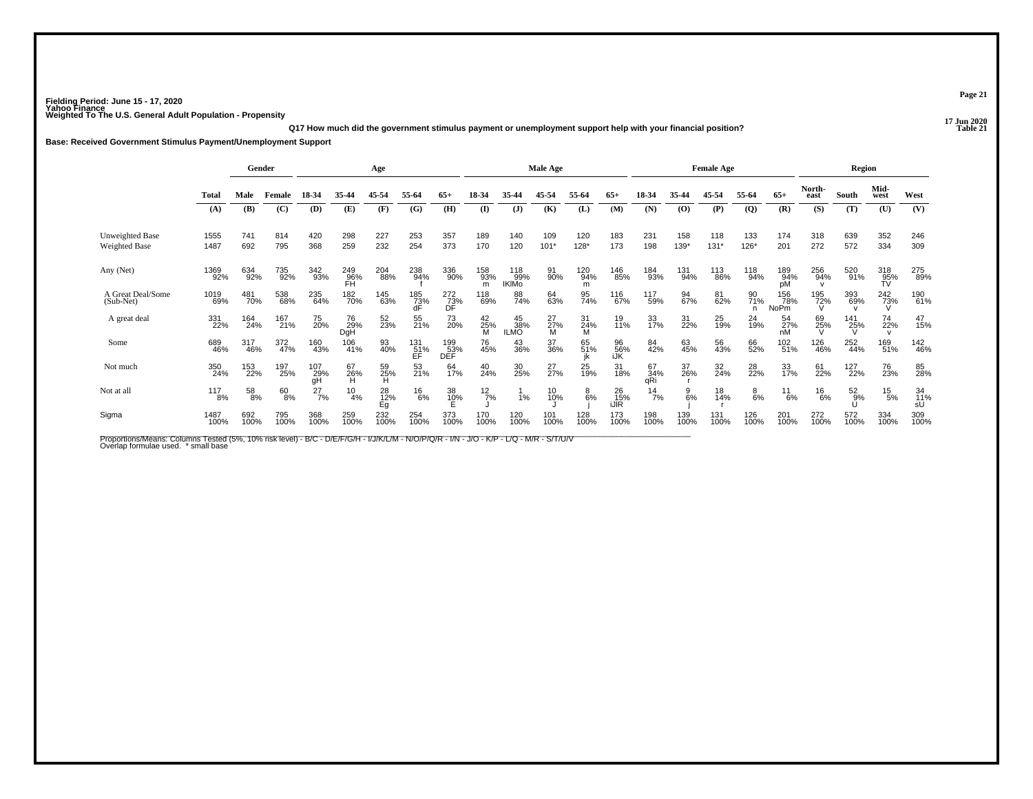Fielding Period: June 15 - 17, 2020
Yahoo Finance
Weighted To The U.S. General Adult Population - Propensity

17 Jun 2020
Table 21

**Q17 How much did the government stimulus payment or unemployment support help with your financial position?**

**Base: Received Government Stimulus Payment/Unemployment Support**

| | | Gender | | Age | | | | | Male Age | | | | | Female Age | | | | | Region | | | |
|---|---|---|---|---|---|---|---|---|---|---|---|---|---|---|---|---|---|---|---|---|---|---|
| | Total | Male | Female | 18-34 | 35-44 | 45-54 | 55-64 | 65+ | 18-34 | 35-44 | 45-54 | 55-64 | 65+ | 18-34 | 35-44 | 45-54 | 55-64 | 65+ | North-east | South | Mid-west | West |
| | (A) | (B) | (C) | (D) | (E) | (F) | (G) | (H) | (I) | (J) | (K) | (L) | (M) | (N) | (O) | (P) | (Q) | (R) | (S) | (T) | (U) | (V) |
| Unweighted Base | 1555 | 741 | 814 | 420 | 298 | 227 | 253 | 357 | 189 | 140 | 109 | 120 | 183 | 231 | 158 | 118 | 133 | 174 | 318 | 639 | 352 | 246 |
| Weighted Base | 1487 | 692 | 795 | 368 | 259 | 232 | 254 | 373 | 170 | 120 | 101* | 128* | 173 | 198 | 139* | 131* | 126* | 201 | 272 | 572 | 334 | 309 |
| Any (Net) | 1369 92% | 634 92% | 735 92% | 342 93% | 249 96% FH | 204 88% | 238 94% f | 336 90% | 158 93% m | 118 99% IKlMo | 91 90% | 120 94% m | 146 85% | 184 93% | 131 94% | 113 86% | 118 94% | 189 94% pM | 256 94% v | 520 91% | 318 95% TV | 275 89% |
| A Great Deal/Some (Sub-Net) | 1019 69% | 481 70% | 538 68% | 235 64% | 182 70% | 145 63% | 185 73% dF | 272 73% DF | 118 69% | 88 74% | 64 63% | 95 74% | 116 67% | 117 59% | 94 67% | 81 62% | 90 71% n | 156 78% NoPm | 195 72% V | 393 69% v | 242 73% V | 190 61% |
| A great deal | 331 22% | 164 24% | 167 21% | 75 20% | 76 29% DgH | 52 23% | 55 21% | 73 20% | 42 25% M | 45 38% ILMO | 27 27% M | 31 24% M | 19 11% | 33 17% | 31 22% | 25 19% | 24 19% | 54 27% nM | 69 25% V | 141 25% V | 74 22% v | 47 15% |
| Some | 689 46% | 317 46% | 372 47% | 160 43% | 106 41% | 93 40% | 131 51% EF | 199 53% DEF | 76 45% | 43 36% | 37 36% | 65 51% jk | 96 56% iJK | 84 42% | 63 45% | 56 43% | 66 52% | 102 51% | 126 46% | 252 44% | 169 51% | 142 46% |
| Not much | 350 24% | 153 22% | 197 25% | 107 29% gH | 67 26% H | 59 25% H | 53 21% | 64 17% | 40 24% | 30 25% | 27 27% | 25 19% | 31 18% | 67 34% qRi | 37 26% r | 32 24% | 28 22% | 33 17% | 61 22% | 127 22% | 76 23% | 85 28% |
| Not at all | 117 8% | 58 8% | 60 8% | 27 7% | 10 4% | 28 12% Eg | 16 6% | 38 10% E | 12 7% J | 1 1% | 10 10% J | 8 6% j | 26 15% iJlR | 14 7% | 9 6% j | 18 14% r | 8 6% | 11 6% | 16 6% | 52 9% U | 15 5% | 34 11% sU |
| Sigma | 1487 100% | 692 100% | 795 100% | 368 100% | 259 100% | 232 100% | 254 100% | 373 100% | 170 100% | 120 100% | 101 100% | 128 100% | 173 100% | 198 100% | 139 100% | 131 100% | 126 100% | 201 100% | 272 100% | 572 100% | 334 100% | 309 100% |

Proportions/Means: Columns Tested (5%, 10% risk level) - B/C - D/E/F/G/H - I/J/K/L/M - N/O/P/Q/R - I/N - J/O - K/P - L/Q - M/R - S/T/U/V
Overlap formulae used. * small base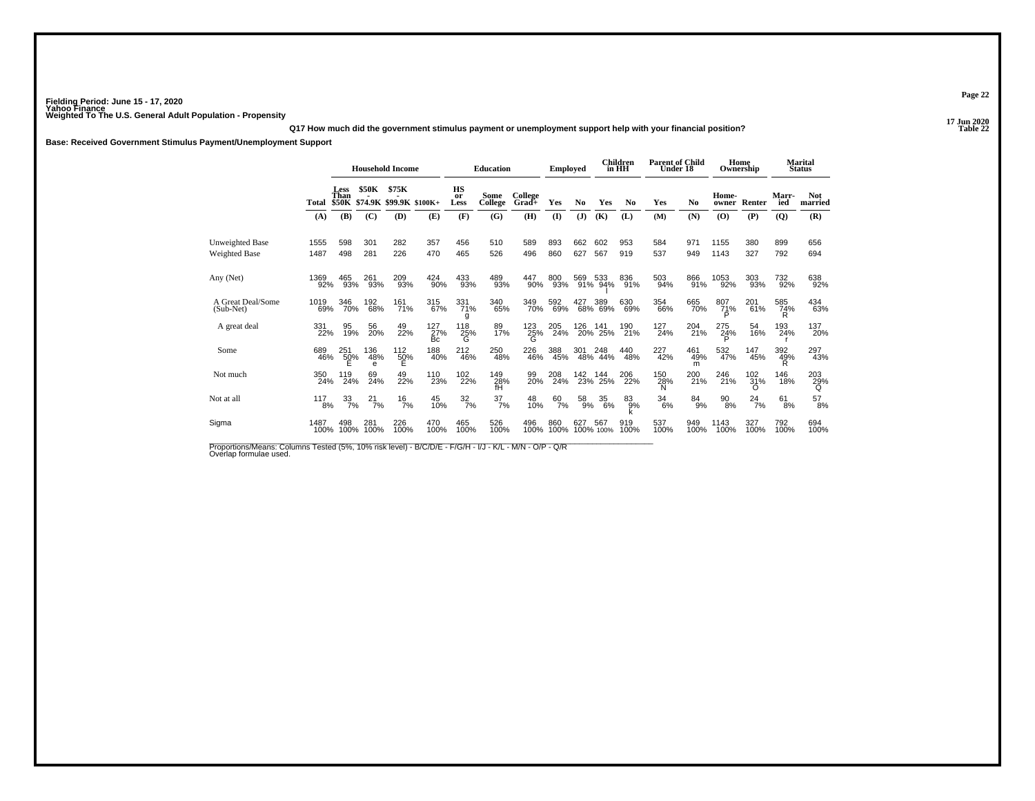Fielding Period: June 15 - 17, 2020
Yahoo Finance
Weighted To The U.S. General Adult Population - Propensity

17 Jun 2020
Table 22

**Q17 How much did the government stimulus payment or unemployment support help with your financial position?**

**Base: Received Government Stimulus Payment/Unemployment Support**

| | | Household Income | | | | Education | | | Employed | | Children in HH | | Parent of Child Under 18 | | Home Ownership | | Marital Status | |
|---|---|---|---|---|---|---|---|---|---|---|---|---|---|---|---|---|---|---|
| | Total | Less Than $50K | $50K - $74.9K | $75K - $99.9K | $100K+ | HS or Less | Some College | College Grad+ | Yes | No | Yes | No | Yes | No | Home-owner | Renter | Marr-ied | Not married |
| | (A) | (B) | (C) | (D) | (E) | (F) | (G) | (H) | (I) | (J) | (K) | (L) | (M) | (N) | (O) | (P) | (Q) | (R) |
| Unweighted Base | 1555 | 598 | 301 | 282 | 357 | 456 | 510 | 589 | 893 | 662 | 602 | 953 | 584 | 971 | 1155 | 380 | 899 | 656 |
| Weighted Base | 1487 | 498 | 281 | 226 | 470 | 465 | 526 | 496 | 860 | 627 | 567 | 919 | 537 | 949 | 1143 | 327 | 792 | 694 |
| Any (Net) | 1369 92% | 465 93% | 261 93% | 209 93% | 424 90% | 433 93% | 489 93% | 447 90% | 800 93% | 569 91% | 533 94% I | 836 91% | 503 94% | 866 91% | 1053 92% | 303 93% | 732 92% | 638 92% |
| A Great Deal/Some (Sub-Net) | 1019 69% | 346 70% | 192 68% | 161 71% | 315 67% | 331 71% g | 340 65% | 349 70% | 592 69% | 427 68% | 389 69% | 630 69% | 354 66% | 665 70% | 807 71% P | 201 61% | 585 74% R | 434 63% |
| A great deal | 331 22% | 95 19% | 56 20% | 49 22% | 127 27% Bc | 118 25% G | 89 17% | 123 25% G | 205 24% | 126 20% | 141 25% | 190 21% | 127 24% | 204 21% | 275 24% P | 54 16% | 193 24% r | 137 20% |
| Some | 689 46% | 251 50% E | 136 48% e | 112 50% E | 188 40% | 212 46% | 250 48% | 226 46% | 388 45% | 301 48% | 248 44% | 440 48% | 227 42% | 461 49% m | 532 47% | 147 45% | 392 49% R | 297 43% |
| Not much | 350 24% | 119 24% | 69 24% | 49 22% | 110 23% | 102 22% | 149 28% fH | 99 20% | 208 24% | 142 23% | 144 25% | 206 22% | 150 28% N | 200 21% | 246 21% | 102 31% O | 146 18% | 203 29% Q |
| Not at all | 117 8% | 33 7% | 21 7% | 16 7% | 45 10% | 32 7% | 37 7% | 48 10% | 60 7% | 58 9% | 35 6% | 83 9% k | 34 6% | 84 9% | 90 8% | 24 7% | 61 8% | 57 8% |
| Sigma | 1487 100% | 498 100% | 281 100% | 226 100% | 470 100% | 465 100% | 526 100% | 496 100% | 860 100% | 627 100% | 567 100% | 919 100% | 537 100% | 949 100% | 1143 100% | 327 100% | 792 100% | 694 100% |

Proportions/Means: Columns Tested (5%, 10% risk level) - B/C/D/E - F/G/H - I/J - K/L - M/N - O/P - Q/R
Overlap formulae used.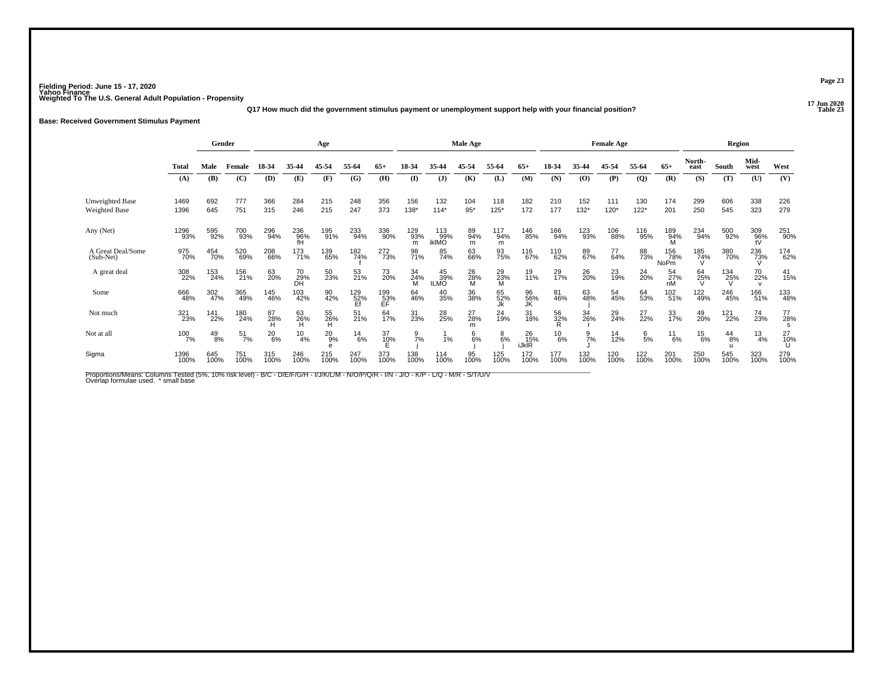Fielding Period: June 15 - 17, 2020
Yahoo Finance
Weighted To The U.S. General Adult Population - Propensity

17 Jun 2020
Table 23

**Q17 How much did the government stimulus payment or unemployment support help with your financial position?**

**Base: Received Government Stimulus Payment**

| | Total | Gender | | Age | | | | | Male Age | | | | | Female Age | | | | | Region | | | |
|---|---|---|---|---|---|---|---|---|---|---|---|---|---|---|---|---|---|---|---|---|---|---|
| | Total | Male | Female | 18-34 | 35-44 | 45-54 | 55-64 | 65+ | 18-34 | 35-44 | 45-54 | 55-64 | 65+ | 18-34 | 35-44 | 45-54 | 55-64 | 65+ | North-east | South | Mid-west | West |
| | (A) | (B) | (C) | (D) | (E) | (F) | (G) | (H) | (I) | (J) | (K) | (L) | (M) | (N) | (O) | (P) | (Q) | (R) | (S) | (T) | (U) | (V) |
| Unweighted Base | 1469 | 692 | 777 | 366 | 284 | 215 | 248 | 356 | 156 | 132 | 104 | 118 | 182 | 210 | 152 | 111 | 130 | 174 | 299 | 606 | 338 | 226 |
| Weighted Base | 1396 | 645 | 751 | 315 | 246 | 215 | 247 | 373 | 138* | 114* | 95* | 125* | 172 | 177 | 132* | 120* | 122* | 201 | 250 | 545 | 323 | 279 |
| Any (Net) | 1296 93% | 595 92% | 700 93% | 296 94% | 236 96% fH | 195 91% | 233 94% | 336 90% | 129 93% m | 113 99% ikIMO | 89 94% m | 117 94% m | 146 85% | 166 94% | 123 93% | 106 88% | 116 95% | 189 94% M | 234 94% | 500 92% | 309 96% tV | 251 90% |
| A Great Deal/Some (Sub-Net) | 975 70% | 454 70% | 520 69% | 208 66% | 173 71% | 139 65% | 182 74% f | 272 73% | 98 71% | 85 74% | 63 66% | 93 75% | 116 67% | 110 62% | 89 67% | 77 64% | 88 73% | 156 78% NoPm | 185 74% V | 380 70% | 236 73% V | 174 62% |
| A great deal | 308 22% | 153 24% | 156 21% | 63 20% | 70 29% DH | 50 23% | 53 21% | 73 20% | 34 24% M | 45 39% ILMO | 26 28% M | 29 23% M | 19 11% | 29 17% | 26 20% | 23 19% | 24 20% | 54 27% nM | 64 25% V | 134 25% V | 70 22% v | 41 15% |
| Some | 666 48% | 302 47% | 365 49% | 145 46% | 103 42% | 90 42% | 129 52% Ef | 199 53% EF | 64 46% | 40 35% | 36 38% | 65 52% Jk | 96 56% JK | 81 46% | 63 48% | 54 45% | 64 53% | 102 51% | 122 49% | 246 45% | 166 51% | 133 48% |
| Not much | 321 23% | 141 22% | 180 24% | 87 28% H | 63 26% H | 55 26% H | 51 21% | 64 17% | 31 23% | 28 25% | 27 28% m | 24 19% | 31 18% | 56 32% R | 34 26% r | 29 24% | 27 22% | 33 17% | 49 20% | 121 22% | 74 23% | 77 28% s |
| Not at all | 100 7% | 49 8% | 51 7% | 20 6% | 10 4% | 20 9% e | 14 6% | 37 10% E | 9 7% j | 1 1% | 6 6% j | 8 6% j | 26 15% iJklR | 10 6% | 9 7% J | 14 12% | 6 5% | 11 6% | 15 6% | 44 8% u | 13 4% | 27 10% U |
| Sigma | 1396 100% | 645 100% | 751 100% | 315 100% | 246 100% | 215 100% | 247 100% | 373 100% | 138 100% | 114 100% | 95 100% | 125 100% | 172 100% | 177 100% | 132 100% | 120 100% | 122 100% | 201 100% | 250 100% | 545 100% | 323 100% | 279 100% |

Proportions/Means: Columns Tested (5%, 10% risk level) - B/C - D/E/F/G/H - I/J/K/L/M - N/O/P/Q/R - I/N - J/O - K/P - L/Q - M/R - S/T/U/V
Overlap formulae used. * small base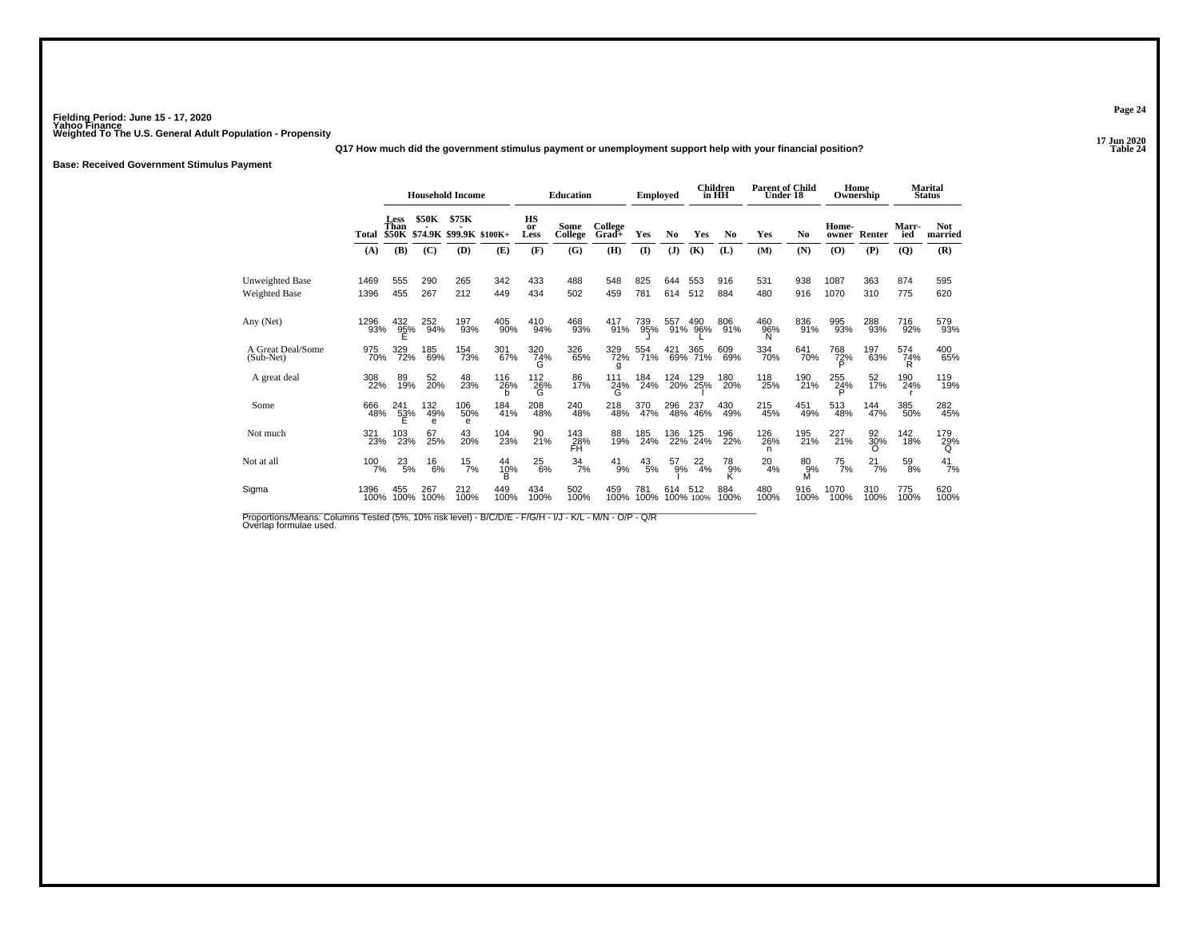Fielding Period: June 15 - 17, 2020
Yahoo Finance
Weighted To The U.S. General Adult Population - Propensity

17 Jun 2020
Table 24

Q17 How much did the government stimulus payment or unemployment support help with your financial position?

**Base: Received Government Stimulus Payment**

| | Total | Household Income | | | | Education | | | Employed | | Children in HH | | Parent of Child Under 18 | | Home Ownership | | Marital Status | |
|---|---|---|---|---|---|---|---|---|---|---|---|---|---|---|---|---|---|---|
| | Total | Less Than $50K | $50K - $74.9K | $75K - $99.9K | $100K+ | HS or Less | Some College | College Grad+ | Yes | No | Yes | No | Yes | No | Home-owner | Renter | Marr-ied | Not married |
| | (A) | (B) | (C) | (D) | (E) | (F) | (G) | (H) | (I) | (J) | (K) | (L) | (M) | (N) | (O) | (P) | (Q) | (R) |
| Unweighted Base | 1469 | 555 | 290 | 265 | 342 | 433 | 488 | 548 | 825 | 644 | 553 | 916 | 531 | 938 | 1087 | 363 | 874 | 595 |
| Weighted Base | 1396 | 455 | 267 | 212 | 449 | 434 | 502 | 459 | 781 | 614 | 512 | 884 | 480 | 916 | 1070 | 310 | 775 | 620 |
| Any (Net) | 1296 93% | 432 95% E | 252 94% | 197 93% | 405 90% | 410 94% | 468 93% | 417 91% | 739 95% J | 557 91% | 490 96% L | 806 91% | 460 96% N | 836 91% | 995 93% | 288 93% | 716 92% | 579 93% |
| A Great Deal/Some (Sub-Net) | 975 70% | 329 72% | 185 69% | 154 73% | 301 67% | 320 74% G | 326 65% | 329 72% g | 554 71% | 421 69% | 365 71% | 609 69% | 334 70% | 641 70% | 768 72% P | 197 63% | 574 74% R | 400 65% |
| A great deal | 308 22% | 89 19% | 52 20% | 48 23% | 116 26% b | 112 26% G | 86 17% | 111 24% G | 184 24% | 124 20% | 129 25% l | 180 20% | 118 25% | 190 21% | 255 24% P | 52 17% | 190 24% r | 119 19% |
| Some | 666 48% | 241 53% E | 132 49% e | 106 50% e | 184 41% | 208 48% | 240 48% | 218 48% | 370 47% | 296 48% | 237 46% | 430 49% | 215 45% | 451 49% | 513 48% | 144 47% | 385 50% | 282 45% |
| Not much | 321 23% | 103 23% | 67 25% | 43 20% | 104 23% | 90 21% | 143 28% FH | 88 19% | 185 24% | 136 22% | 125 24% | 196 22% | 126 26% n | 195 21% | 227 21% | 92 30% O | 142 18% | 179 29% Q |
| Not at all | 100 7% | 23 5% | 16 6% | 15 7% | 44 10% B | 25 6% | 34 7% | 41 9% | 43 5% | 57 9% I | 22 4% | 78 9% K | 20 4% | 80 9% M | 75 7% | 21 7% | 59 8% | 41 7% |
| Sigma | 1396 100% | 455 100% | 267 100% | 212 100% | 449 100% | 434 100% | 502 100% | 459 100% | 781 100% | 614 100% | 512 100% | 884 100% | 480 100% | 916 100% | 1070 100% | 310 100% | 775 100% | 620 100% |

Proportions/Means: Columns Tested (5%, 10% risk level) - B/C/D/E - F/G/H - I/J - K/L - M/N - O/P - Q/R
Overlap formulae used.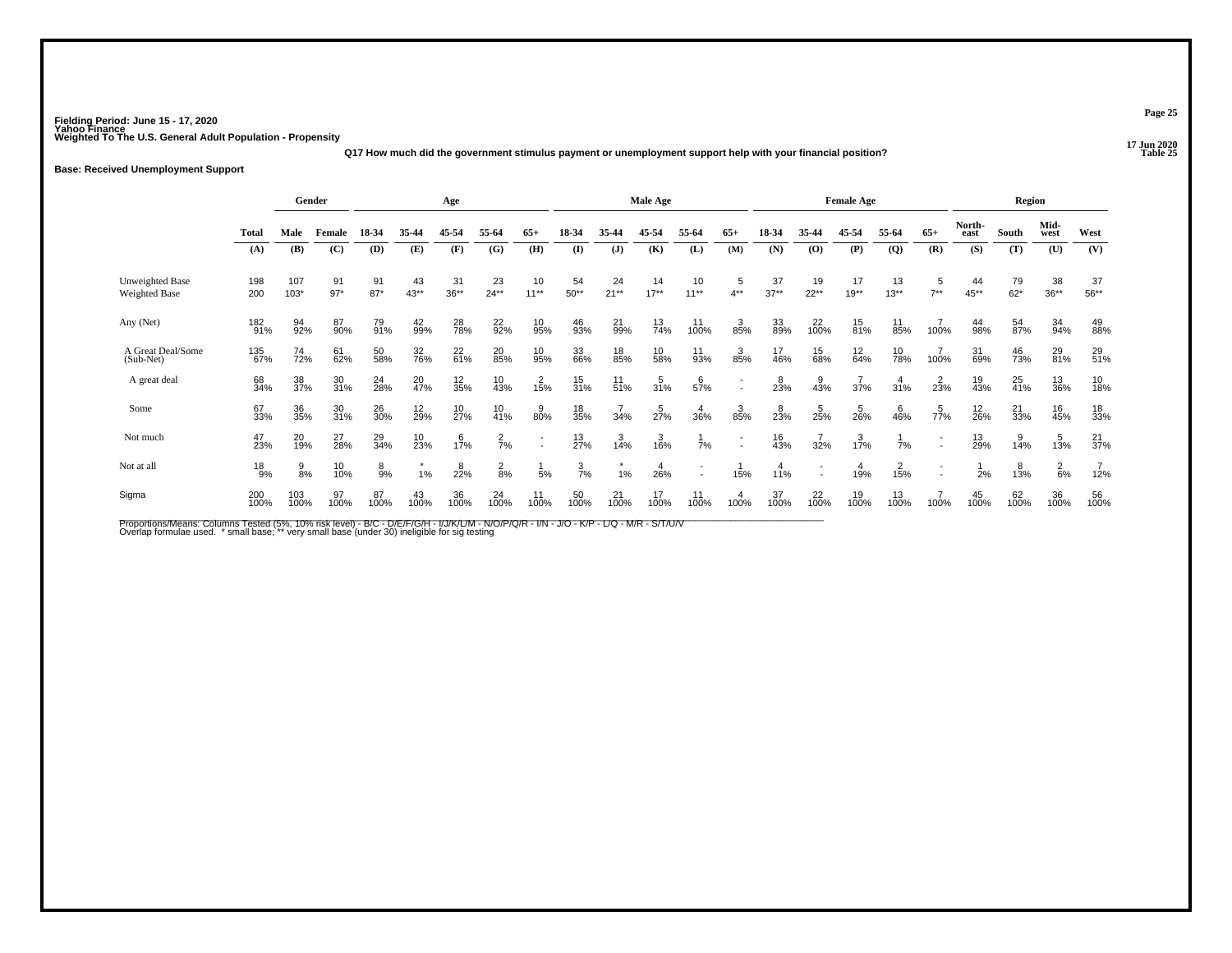Fielding Period: June 15 - 17, 2020
Yahoo Finance
Weighted To The U.S. General Adult Population - Propensity

17 Jun 2020
Table 25

### Q17 How much did the government stimulus payment or unemployment support help with your financial position?

**Base: Received Unemployment Support**

| | Total | Gender | | Age | | | | | Male Age | | | | | Female Age | | | | | Region | | | |
|---|---|---|---|---|---|---|---|---|---|---|---|---|---|---|---|---|---|---|---|---|---|---|
| | Total | Male | Female | 18-34 | 35-44 | 45-54 | 55-64 | 65+ | 18-34 | 35-44 | 45-54 | 55-64 | 65+ | 18-34 | 35-44 | 45-54 | 55-64 | 65+ | North-east | South | Mid-west | West |
| | (A) | (B) | (C) | (D) | (E) | (F) | (G) | (H) | (I) | (J) | (K) | (L) | (M) | (N) | (O) | (P) | (Q) | (R) | (S) | (T) | (U) | (V) |
| Unweighted Base | 198 | 107 | 91 | 91 | 43 | 31 | 23 | 10 | 54 | 24 | 14 | 10 | 5 | 37 | 19 | 17 | 13 | 5 | 44 | 79 | 38 | 37 |
| Weighted Base | 200 | 103* | 97* | 87* | 43** | 36** | 24** | 11** | 50** | 21** | 17** | 11** | 4** | 37** | 22** | 19** | 13** | 7** | 45** | 62* | 36** | 56** |
| Any (Net) | 182 | 94 | 87 | 79 | 42 | 28 | 22 | 10 | 46 | 21 | 13 | 11 | 3 | 33 | 22 | 15 | 11 | 7 | 44 | 54 | 34 | 49 |
| | 91% | 92% | 90% | 91% | 99% | 78% | 92% | 95% | 93% | 99% | 74% | 100% | 85% | 89% | 100% | 81% | 85% | 100% | 98% | 87% | 94% | 88% |
| A Great Deal/Some (Sub-Net) | 135 | 74 | 61 | 50 | 32 | 22 | 20 | 10 | 33 | 18 | 10 | 11 | 3 | 17 | 15 | 12 | 10 | 7 | 31 | 46 | 29 | 29 |
| | 67% | 72% | 62% | 58% | 76% | 61% | 85% | 95% | 66% | 85% | 58% | 93% | 85% | 46% | 68% | 64% | 78% | 100% | 69% | 73% | 81% | 51% |
| A great deal | 68 | 38 | 30 | 24 | 20 | 12 | 10 | 2 | 15 | 11 | 5 | 6 | - | 8 | 9 | 7 | 4 | 2 | 19 | 25 | 13 | 10 |
| | 34% | 37% | 31% | 28% | 47% | 35% | 43% | 15% | 31% | 51% | 31% | 57% | - | 23% | 43% | 37% | 31% | 23% | 43% | 41% | 36% | 18% |
| Some | 67 | 36 | 30 | 26 | 12 | 10 | 10 | 9 | 18 | 7 | 5 | 4 | 3 | 8 | 5 | 5 | 6 | 5 | 12 | 21 | 16 | 18 |
| | 33% | 35% | 31% | 30% | 29% | 27% | 41% | 80% | 35% | 34% | 27% | 36% | 85% | 23% | 25% | 26% | 46% | 77% | 26% | 33% | 45% | 33% |
| Not much | 47 | 20 | 27 | 29 | 10 | 6 | 2 | - | 13 | 3 | 3 | 1 | - | 16 | 7 | 3 | 1 | - | 13 | 9 | 5 | 21 |
| | 23% | 19% | 28% | 34% | 23% | 17% | 7% | - | 27% | 14% | 16% | 7% | - | 43% | 32% | 17% | 7% | - | 29% | 14% | 13% | 37% |
| Not at all | 18 | 9 | 10 | 8 | * | 8 | 2 | 1 | 3 | * | 4 | - | 1 | 4 | - | 4 | 2 | - | 1 | 8 | 2 | 7 |
| | 9% | 8% | 10% | 9% | 1% | 22% | 8% | 5% | 7% | 1% | 26% | - | 15% | 11% | - | 19% | 15% | - | 2% | 13% | 6% | 12% |
| Sigma | 200 | 103 | 97 | 87 | 43 | 36 | 24 | 11 | 50 | 21 | 17 | 11 | 4 | 37 | 22 | 19 | 13 | 7 | 45 | 62 | 36 | 56 |
| | 100% | 100% | 100% | 100% | 100% | 100% | 100% | 100% | 100% | 100% | 100% | 100% | 100% | 100% | 100% | 100% | 100% | 100% | 100% | 100% | 100% | 100% |

Proportions/Means: Columns Tested (5%, 10% risk level) - B/C - D/E/F/G/H - I/J/K/L/M - N/O/P/Q/R - I/N - J/O - K/P - L/Q - M/R - S/T/U/V
Overlap formulae used. * small base; ** very small base (under 30) ineligible for sig testing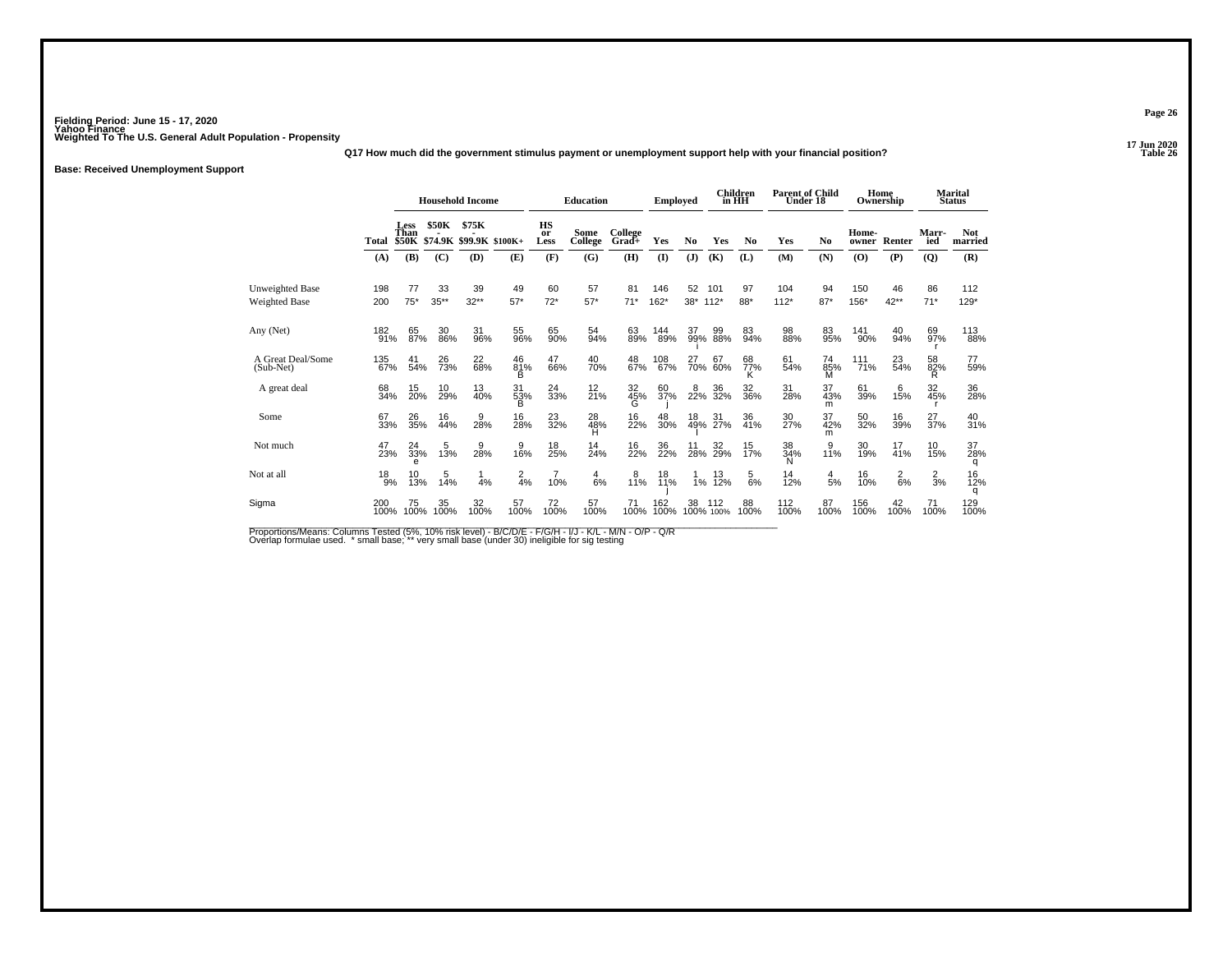Fielding Period: June 15 - 17, 2020
Yahoo Finance
Weighted To The U.S. General Adult Population - Propensity

17 Jun 2020
Table 26

Q17 How much did the government stimulus payment or unemployment support help with your financial position?

**Base: Received Unemployment Support**

| | Total | Less Than $50K | $50K - $74.9K | $75K - $99.9K | $100K+ | HS or Less | Some College | College Grad+ | Employed Yes | Employed No | Children in HH Yes | Children in HH No | Parent of Child Under 18 Yes | Parent of Child Under 18 No | Home-owner | Renter | Married | Not married |
|---|---|---|---|---|---|---|---|---|---|---|---|---|---|---|---|---|---|---|
| | (A) | (B) | (C) | (D) | (E) | (F) | (G) | (H) | (I) | (J) | (K) | (L) | (M) | (N) | (O) | (P) | (Q) | (R) |
| Unweighted Base | 198 | 77 | 33 | 39 | 49 | 60 | 57 | 81 | 146 | 52 | 101 | 97 | 104 | 94 | 150 | 46 | 86 | 112 |
| Weighted Base | 200 | 75* | 35** | 32** | 57* | 72* | 57* | 71* | 162* | 38* | 112* | 88* | 112* | 87* | 156* | 42** | 71* | 129* |
| Any (Net) | 182 91% | 65 87% | 30 86% | 31 96% | 55 96% | 65 90% | 54 94% | 63 89% | 144 89% | 37 99% i | 99 88% | 83 94% | 98 88% | 83 95% | 141 90% | 40 94% | 69 97% r | 113 88% |
| A Great Deal/Some (Sub-Net) | 135 67% | 41 54% | 26 73% | 22 68% | 46 81% B | 47 66% | 40 70% | 48 67% | 108 67% | 27 70% | 67 60% | 68 77% K | 61 54% | 74 85% M | 111 71% | 23 54% | 58 82% R | 77 59% |
| A great deal | 68 34% | 15 20% | 10 29% | 13 40% | 31 53% B | 24 33% | 12 21% | 32 45% G | 60 37% j | 8 22% | 36 32% | 32 36% | 31 28% | 37 43% m | 61 39% | 6 15% | 32 45% r | 36 28% |
| Some | 67 33% | 26 35% | 16 44% | 9 28% | 16 28% | 23 32% | 28 48% H | 16 22% | 48 30% | 18 49% I | 31 27% | 36 41% | 30 27% | 37 42% m | 50 32% | 16 39% | 27 37% | 40 31% |
| Not much | 47 23% | 24 33% e | 5 13% | 9 28% | 9 16% | 18 25% | 14 24% | 16 22% | 36 22% | 11 28% | 32 29% | 15 17% | 38 34% N | 9 11% | 30 19% | 17 41% | 10 15% | 37 28% q |
| Not at all | 18 9% | 10 13% | 5 14% | 1 4% | 2 4% | 7 10% | 4 6% | 8 11% | 18 11% j | 1 1% | 13 12% | 5 6% | 14 12% | 4 5% | 16 10% | 2 6% | 2 3% | 16 12% q |
| Sigma | 200 100% | 75 100% | 35 100% | 32 100% | 57 100% | 72 100% | 57 100% | 71 100% | 162 100% | 38 100% | 112 100% | 88 100% | 112 100% | 87 100% | 156 100% | 42 100% | 71 100% | 129 100% |

Proportions/Means: Columns Tested (5%, 10% risk level) - B/C/D/E - F/G/H - I/J - K/L - M/N - O/P - Q/R
Overlap formulae used. * small base; ** very small base (under 30) ineligible for sig testing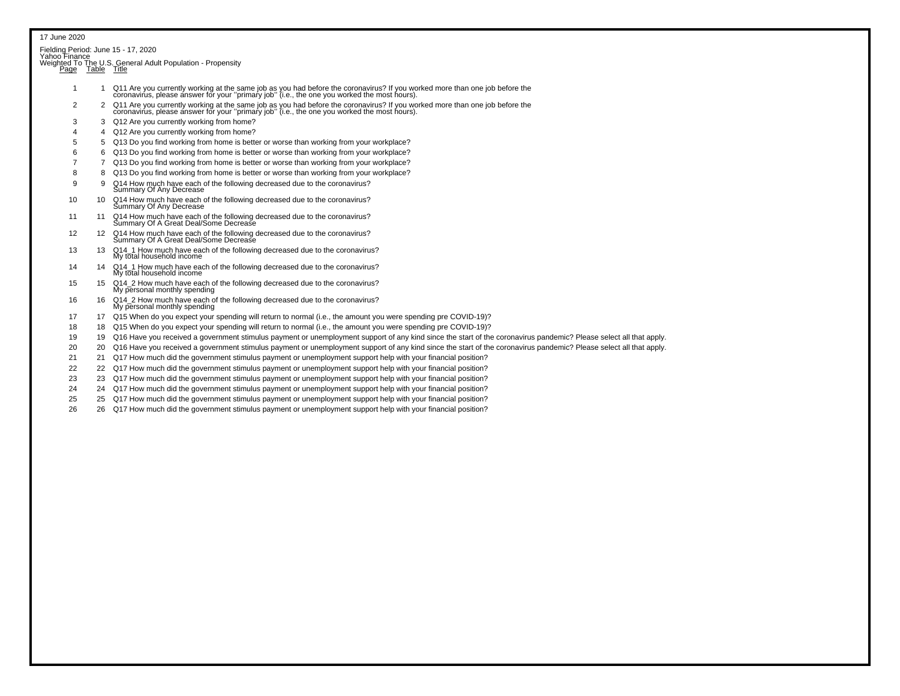17 June 2020

Fielding Period: June 15 - 17, 2020
Yahoo Finance
Weighted To The U.S. General Adult Population - Propensity

| Page | Table | Title |
|---|---|---|
| 1 | 1 | Q11 Are you currently working at the same job as you had before the coronavirus? If you worked more than one job before the coronavirus, please answer for your ''primary job'' (i.e., the one you worked the most hours). |
| 2 | 2 | Q11 Are you currently working at the same job as you had before the coronavirus? If you worked more than one job before the coronavirus, please answer for your ''primary job'' (i.e., the one you worked the most hours). |
| 3 | 3 | Q12 Are you currently working from home? |
| 4 | 4 | Q12 Are you currently working from home? |
| 5 | 5 | Q13 Do you find working from home is better or worse than working from your workplace? |
| 6 | 6 | Q13 Do you find working from home is better or worse than working from your workplace? |
| 7 | 7 | Q13 Do you find working from home is better or worse than working from your workplace? |
| 8 | 8 | Q13 Do you find working from home is better or worse than working from your workplace? |
| 9 | 9 | Q14 How much have each of the following decreased due to the coronavirus? Summary Of Any Decrease |
| 10 | 10 | Q14 How much have each of the following decreased due to the coronavirus? Summary Of Any Decrease |
| 11 | 11 | Q14 How much have each of the following decreased due to the coronavirus? Summary Of A Great Deal/Some Decrease |
| 12 | 12 | Q14 How much have each of the following decreased due to the coronavirus? Summary Of A Great Deal/Some Decrease |
| 13 | 13 | Q14_1 How much have each of the following decreased due to the coronavirus? My total household income |
| 14 | 14 | Q14_1 How much have each of the following decreased due to the coronavirus? My total household income |
| 15 | 15 | Q14_2 How much have each of the following decreased due to the coronavirus? My personal monthly spending |
| 16 | 16 | Q14_2 How much have each of the following decreased due to the coronavirus? My personal monthly spending |
| 17 | 17 | Q15 When do you expect your spending will return to normal (i.e., the amount you were spending pre COVID-19)? |
| 18 | 18 | Q15 When do you expect your spending will return to normal (i.e., the amount you were spending pre COVID-19)? |
| 19 | 19 | Q16 Have you received a government stimulus payment or unemployment support of any kind since the start of the coronavirus pandemic? Please select all that apply. |
| 20 | 20 | Q16 Have you received a government stimulus payment or unemployment support of any kind since the start of the coronavirus pandemic? Please select all that apply. |
| 21 | 21 | Q17 How much did the government stimulus payment or unemployment support help with your financial position? |
| 22 | 22 | Q17 How much did the government stimulus payment or unemployment support help with your financial position? |
| 23 | 23 | Q17 How much did the government stimulus payment or unemployment support help with your financial position? |
| 24 | 24 | Q17 How much did the government stimulus payment or unemployment support help with your financial position? |
| 25 | 25 | Q17 How much did the government stimulus payment or unemployment support help with your financial position? |
| 26 | 26 | Q17 How much did the government stimulus payment or unemployment support help with your financial position? |